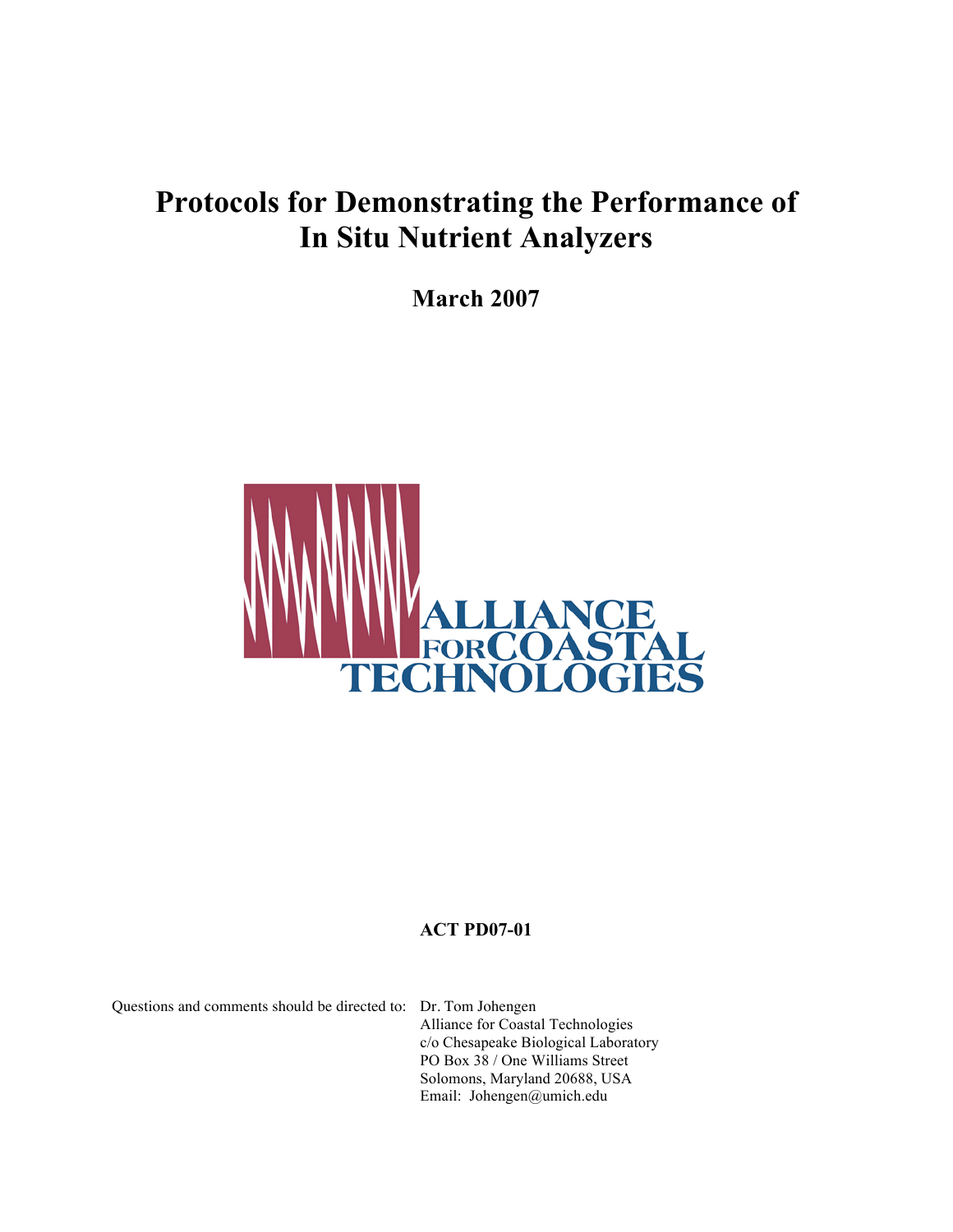# Protocols for Demonstrating the Performance of In Situ Nutrient Analyzers

## March 2007

ALLIANCE FOR COASTAL TECHNOLOGIES

**ACT PD07-01**

Questions and comments should be directed to:

Dr. Tom Johengen
Alliance for Coastal Technologies
c/o Chesapeake Biological Laboratory
PO Box 38 / One Williams Street
Solomons, Maryland 20688, USA
Email: Johengen@umich.edu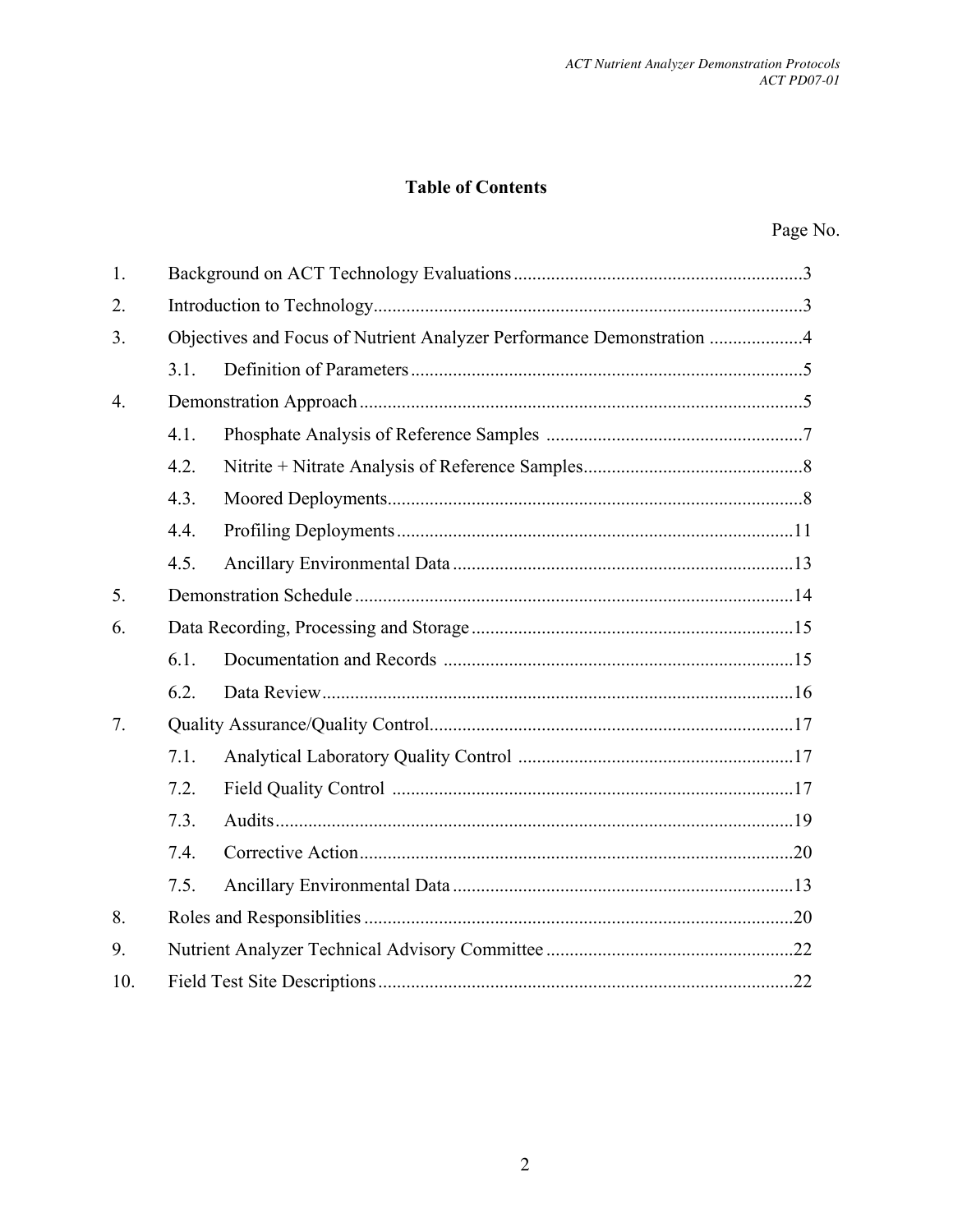# Table of Contents

Page No.

1. Background on ACT Technology Evaluations .....3
2. Introduction to Technology .....3
3. Objectives and Focus of Nutrient Analyzer Performance Demonstration .....4
   - 3.1. Definition of Parameters .....5
4. Demonstration Approach .....5
   - 4.1. Phosphate Analysis of Reference Samples .....7
   - 4.2. Nitrite + Nitrate Analysis of Reference Samples .....8
   - 4.3. Moored Deployments .....8
   - 4.4. Profiling Deployments .....11
   - 4.5. Ancillary Environmental Data .....13
5. Demonstration Schedule .....14
6. Data Recording, Processing and Storage .....15
   - 6.1. Documentation and Records .....15
   - 6.2. Data Review .....16
7. Quality Assurance/Quality Control .....17
   - 7.1. Analytical Laboratory Quality Control .....17
   - 7.2. Field Quality Control .....17
   - 7.3. Audits .....19
   - 7.4. Corrective Action .....20
   - 7.5. Ancillary Environmental Data .....13
8. Roles and Responsiblities .....20
9. Nutrient Analyzer Technical Advisory Committee .....22
10. Field Test Site Descriptions .....22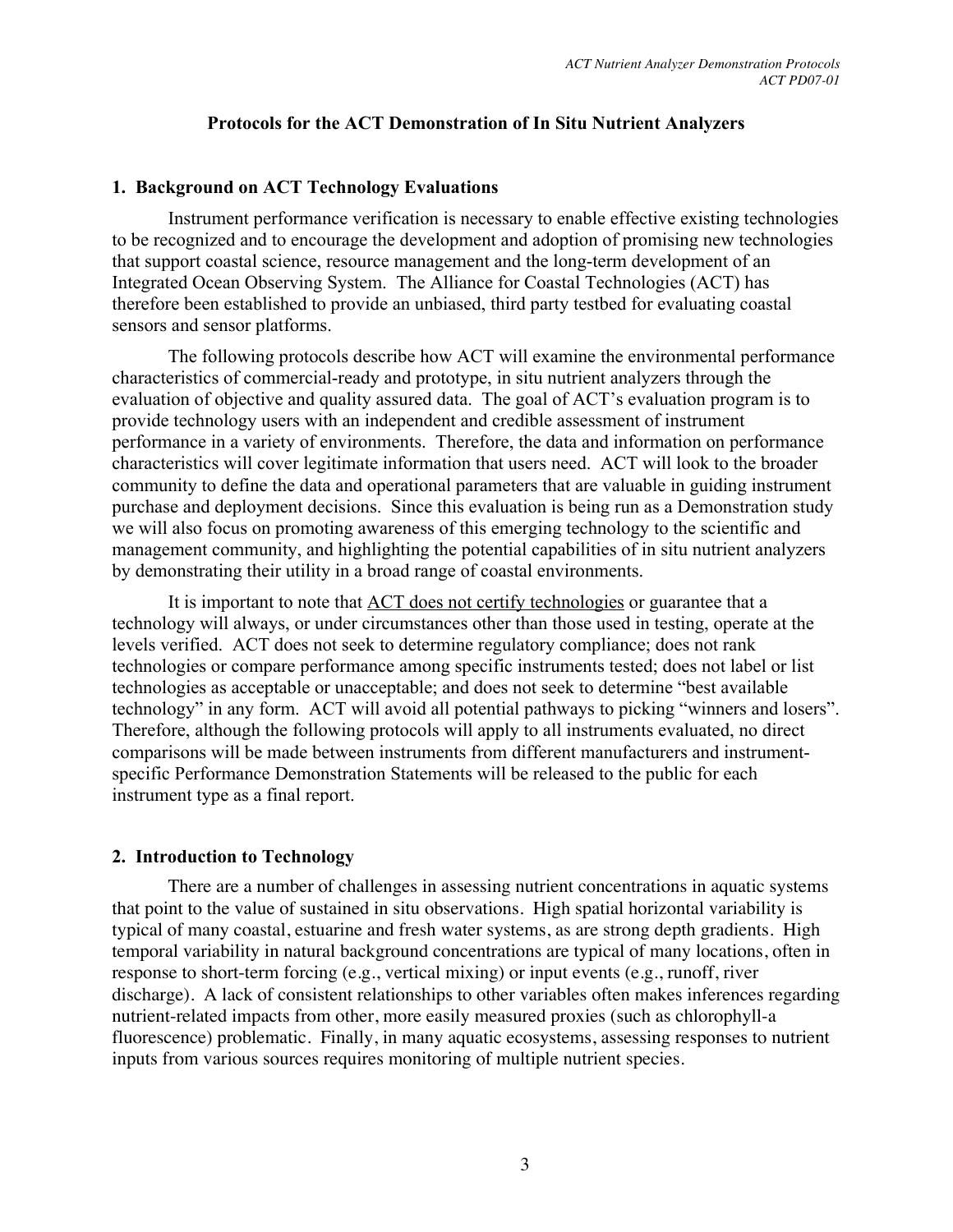# Protocols for the ACT Demonstration of In Situ Nutrient Analyzers

## 1. Background on ACT Technology Evaluations

Instrument performance verification is necessary to enable effective existing technologies to be recognized and to encourage the development and adoption of promising new technologies that support coastal science, resource management and the long-term development of an Integrated Ocean Observing System. The Alliance for Coastal Technologies (ACT) has therefore been established to provide an unbiased, third party testbed for evaluating coastal sensors and sensor platforms.

The following protocols describe how ACT will examine the environmental performance characteristics of commercial-ready and prototype, in situ nutrient analyzers through the evaluation of objective and quality assured data. The goal of ACT's evaluation program is to provide technology users with an independent and credible assessment of instrument performance in a variety of environments. Therefore, the data and information on performance characteristics will cover legitimate information that users need. ACT will look to the broader community to define the data and operational parameters that are valuable in guiding instrument purchase and deployment decisions. Since this evaluation is being run as a Demonstration study we will also focus on promoting awareness of this emerging technology to the scientific and management community, and highlighting the potential capabilities of in situ nutrient analyzers by demonstrating their utility in a broad range of coastal environments.

It is important to note that <u>ACT does not certify technologies</u> or guarantee that a technology will always, or under circumstances other than those used in testing, operate at the levels verified. ACT does not seek to determine regulatory compliance; does not rank technologies or compare performance among specific instruments tested; does not label or list technologies as acceptable or unacceptable; and does not seek to determine "best available technology" in any form. ACT will avoid all potential pathways to picking "winners and losers". Therefore, although the following protocols will apply to all instruments evaluated, no direct comparisons will be made between instruments from different manufacturers and instrument-specific Performance Demonstration Statements will be released to the public for each instrument type as a final report.

## 2. Introduction to Technology

There are a number of challenges in assessing nutrient concentrations in aquatic systems that point to the value of sustained in situ observations. High spatial horizontal variability is typical of many coastal, estuarine and fresh water systems, as are strong depth gradients. High temporal variability in natural background concentrations are typical of many locations, often in response to short-term forcing (e.g., vertical mixing) or input events (e.g., runoff, river discharge). A lack of consistent relationships to other variables often makes inferences regarding nutrient-related impacts from other, more easily measured proxies (such as chlorophyll-a fluorescence) problematic. Finally, in many aquatic ecosystems, assessing responses to nutrient inputs from various sources requires monitoring of multiple nutrient species.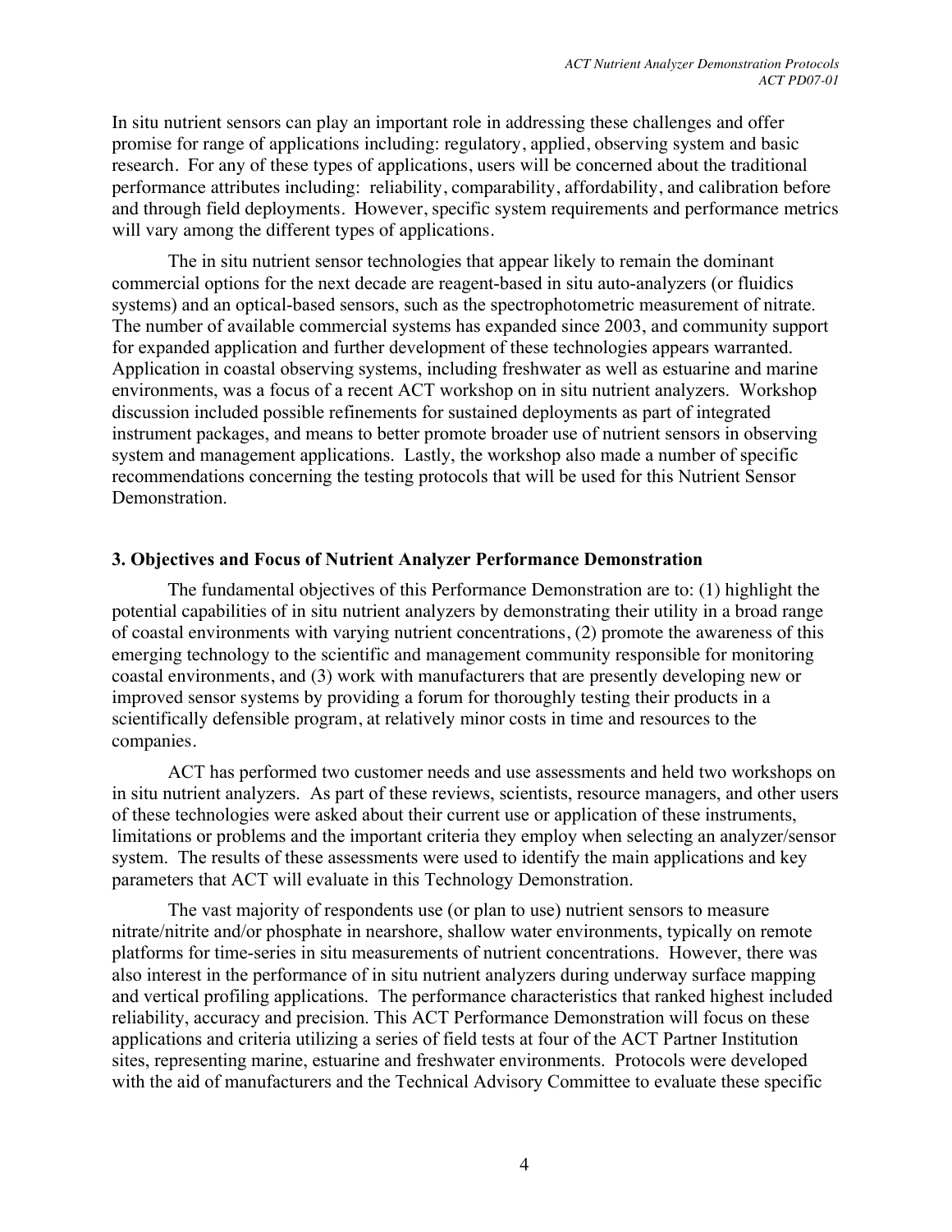In situ nutrient sensors can play an important role in addressing these challenges and offer promise for range of applications including: regulatory, applied, observing system and basic research. For any of these types of applications, users will be concerned about the traditional performance attributes including: reliability, comparability, affordability, and calibration before and through field deployments. However, specific system requirements and performance metrics will vary among the different types of applications.

The in situ nutrient sensor technologies that appear likely to remain the dominant commercial options for the next decade are reagent-based in situ auto-analyzers (or fluidics systems) and an optical-based sensors, such as the spectrophotometric measurement of nitrate. The number of available commercial systems has expanded since 2003, and community support for expanded application and further development of these technologies appears warranted. Application in coastal observing systems, including freshwater as well as estuarine and marine environments, was a focus of a recent ACT workshop on in situ nutrient analyzers. Workshop discussion included possible refinements for sustained deployments as part of integrated instrument packages, and means to better promote broader use of nutrient sensors in observing system and management applications. Lastly, the workshop also made a number of specific recommendations concerning the testing protocols that will be used for this Nutrient Sensor Demonstration.

### 3. Objectives and Focus of Nutrient Analyzer Performance Demonstration

The fundamental objectives of this Performance Demonstration are to: (1) highlight the potential capabilities of in situ nutrient analyzers by demonstrating their utility in a broad range of coastal environments with varying nutrient concentrations, (2) promote the awareness of this emerging technology to the scientific and management community responsible for monitoring coastal environments, and (3) work with manufacturers that are presently developing new or improved sensor systems by providing a forum for thoroughly testing their products in a scientifically defensible program, at relatively minor costs in time and resources to the companies.

ACT has performed two customer needs and use assessments and held two workshops on in situ nutrient analyzers. As part of these reviews, scientists, resource managers, and other users of these technologies were asked about their current use or application of these instruments, limitations or problems and the important criteria they employ when selecting an analyzer/sensor system. The results of these assessments were used to identify the main applications and key parameters that ACT will evaluate in this Technology Demonstration.

The vast majority of respondents use (or plan to use) nutrient sensors to measure nitrate/nitrite and/or phosphate in nearshore, shallow water environments, typically on remote platforms for time-series in situ measurements of nutrient concentrations. However, there was also interest in the performance of in situ nutrient analyzers during underway surface mapping and vertical profiling applications. The performance characteristics that ranked highest included reliability, accuracy and precision. This ACT Performance Demonstration will focus on these applications and criteria utilizing a series of field tests at four of the ACT Partner Institution sites, representing marine, estuarine and freshwater environments. Protocols were developed with the aid of manufacturers and the Technical Advisory Committee to evaluate these specific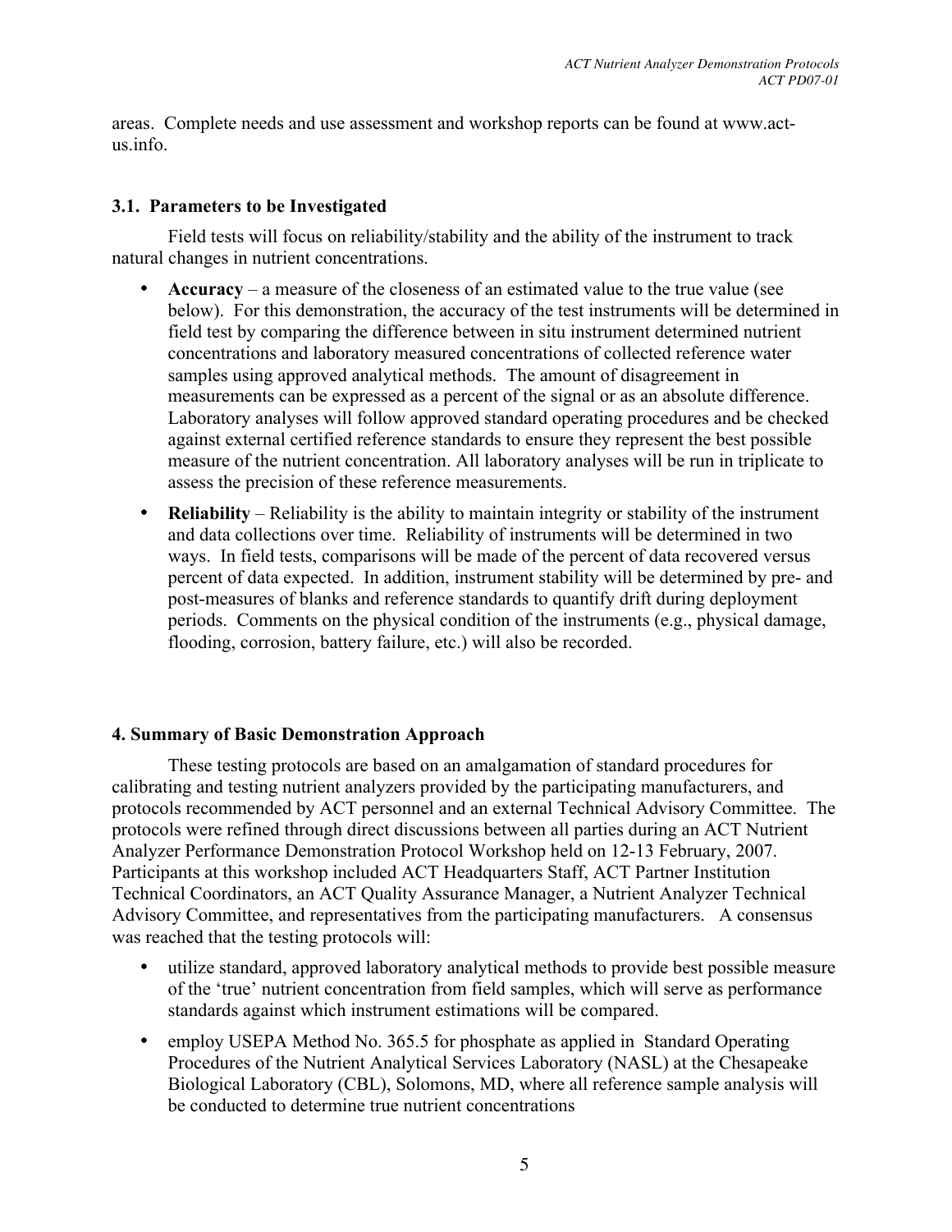areas. Complete needs and use assessment and workshop reports can be found at www.act-us.info.

### 3.1. Parameters to be Investigated

Field tests will focus on reliability/stability and the ability of the instrument to track natural changes in nutrient concentrations.

- **Accuracy** – a measure of the closeness of an estimated value to the true value (see below). For this demonstration, the accuracy of the test instruments will be determined in field test by comparing the difference between in situ instrument determined nutrient concentrations and laboratory measured concentrations of collected reference water samples using approved analytical methods. The amount of disagreement in measurements can be expressed as a percent of the signal or as an absolute difference. Laboratory analyses will follow approved standard operating procedures and be checked against external certified reference standards to ensure they represent the best possible measure of the nutrient concentration. All laboratory analyses will be run in triplicate to assess the precision of these reference measurements.
- **Reliability** – Reliability is the ability to maintain integrity or stability of the instrument and data collections over time. Reliability of instruments will be determined in two ways. In field tests, comparisons will be made of the percent of data recovered versus percent of data expected. In addition, instrument stability will be determined by pre- and post-measures of blanks and reference standards to quantify drift during deployment periods. Comments on the physical condition of the instruments (e.g., physical damage, flooding, corrosion, battery failure, etc.) will also be recorded.

## 4. Summary of Basic Demonstration Approach

These testing protocols are based on an amalgamation of standard procedures for calibrating and testing nutrient analyzers provided by the participating manufacturers, and protocols recommended by ACT personnel and an external Technical Advisory Committee. The protocols were refined through direct discussions between all parties during an ACT Nutrient Analyzer Performance Demonstration Protocol Workshop held on 12-13 February, 2007. Participants at this workshop included ACT Headquarters Staff, ACT Partner Institution Technical Coordinators, an ACT Quality Assurance Manager, a Nutrient Analyzer Technical Advisory Committee, and representatives from the participating manufacturers. A consensus was reached that the testing protocols will:

- utilize standard, approved laboratory analytical methods to provide best possible measure of the 'true' nutrient concentration from field samples, which will serve as performance standards against which instrument estimations will be compared.
- employ USEPA Method No. 365.5 for phosphate as applied in Standard Operating Procedures of the Nutrient Analytical Services Laboratory (NASL) at the Chesapeake Biological Laboratory (CBL), Solomons, MD, where all reference sample analysis will be conducted to determine true nutrient concentrations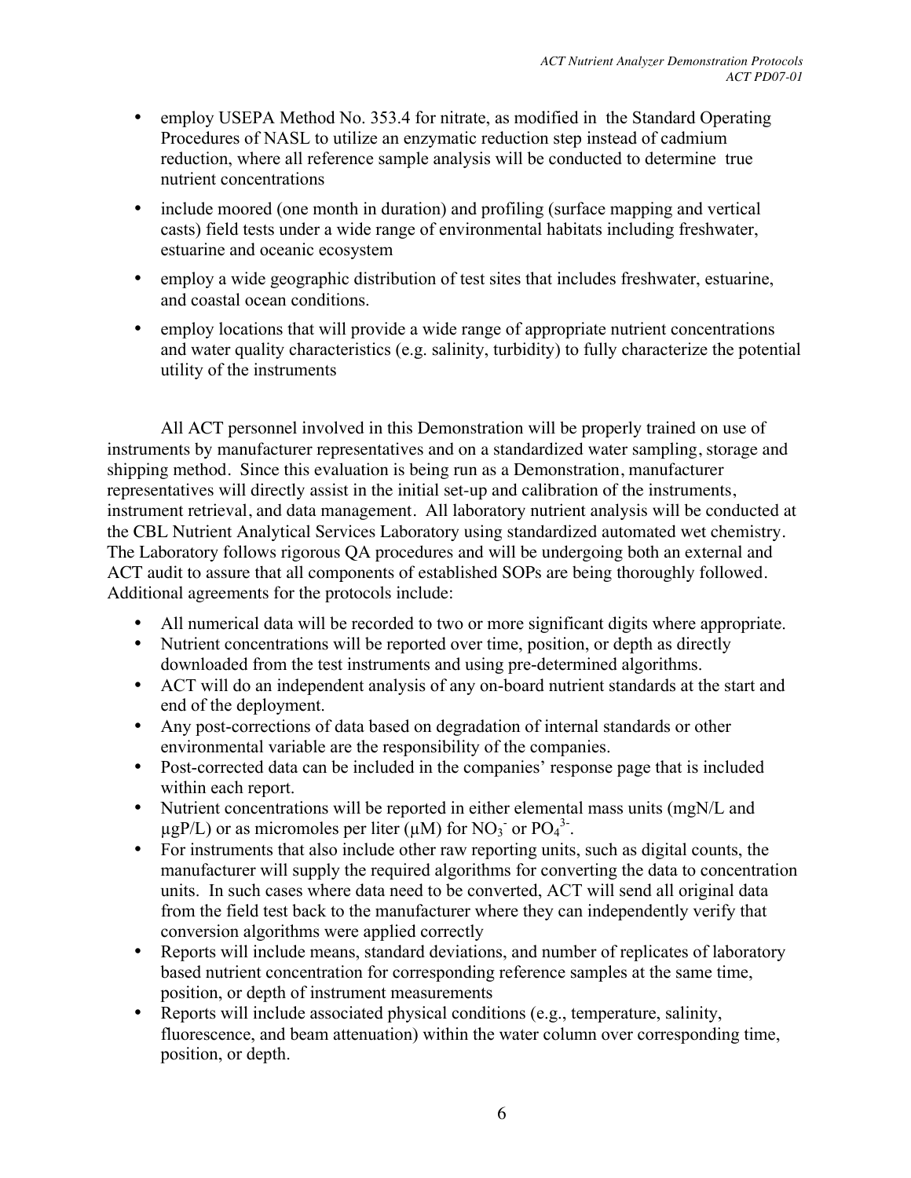- employ USEPA Method No. 353.4 for nitrate, as modified in the Standard Operating Procedures of NASL to utilize an enzymatic reduction step instead of cadmium reduction, where all reference sample analysis will be conducted to determine true nutrient concentrations
- include moored (one month in duration) and profiling (surface mapping and vertical casts) field tests under a wide range of environmental habitats including freshwater, estuarine and oceanic ecosystem
- employ a wide geographic distribution of test sites that includes freshwater, estuarine, and coastal ocean conditions.
- employ locations that will provide a wide range of appropriate nutrient concentrations and water quality characteristics (e.g. salinity, turbidity) to fully characterize the potential utility of the instruments

All ACT personnel involved in this Demonstration will be properly trained on use of instruments by manufacturer representatives and on a standardized water sampling, storage and shipping method. Since this evaluation is being run as a Demonstration, manufacturer representatives will directly assist in the initial set-up and calibration of the instruments, instrument retrieval, and data management. All laboratory nutrient analysis will be conducted at the CBL Nutrient Analytical Services Laboratory using standardized automated wet chemistry. The Laboratory follows rigorous QA procedures and will be undergoing both an external and ACT audit to assure that all components of established SOPs are being thoroughly followed. Additional agreements for the protocols include:

- All numerical data will be recorded to two or more significant digits where appropriate.
- Nutrient concentrations will be reported over time, position, or depth as directly downloaded from the test instruments and using pre-determined algorithms.
- ACT will do an independent analysis of any on-board nutrient standards at the start and end of the deployment.
- Any post-corrections of data based on degradation of internal standards or other environmental variable are the responsibility of the companies.
- Post-corrected data can be included in the companies' response page that is included within each report.
- Nutrient concentrations will be reported in either elemental mass units (mgN/L and µgP/L) or as micromoles per liter (µM) for $NO_3^-$ or $PO_4^{3-}$.
- For instruments that also include other raw reporting units, such as digital counts, the manufacturer will supply the required algorithms for converting the data to concentration units. In such cases where data need to be converted, ACT will send all original data from the field test back to the manufacturer where they can independently verify that conversion algorithms were applied correctly
- Reports will include means, standard deviations, and number of replicates of laboratory based nutrient concentration for corresponding reference samples at the same time, position, or depth of instrument measurements
- Reports will include associated physical conditions (e.g., temperature, salinity, fluorescence, and beam attenuation) within the water column over corresponding time, position, or depth.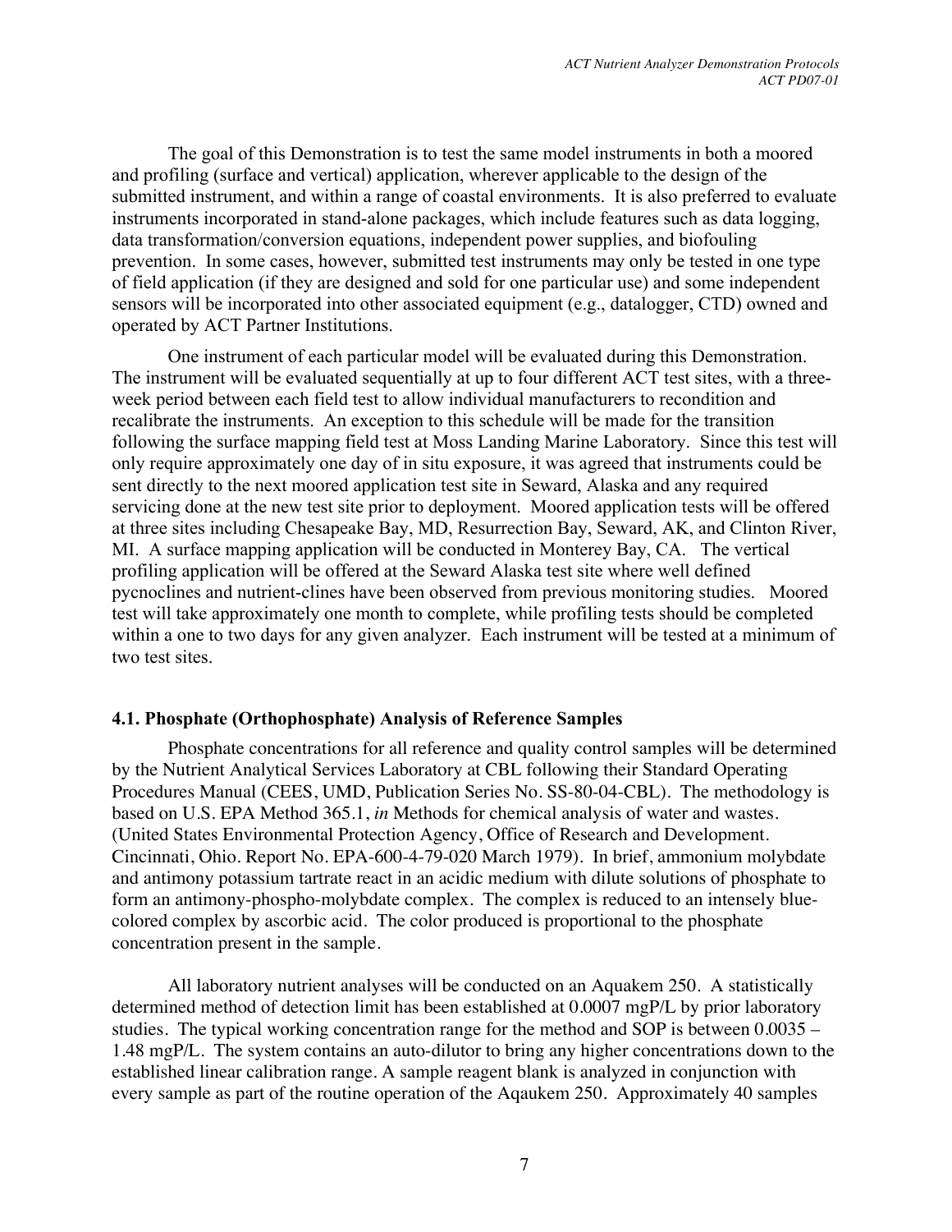The goal of this Demonstration is to test the same model instruments in both a moored and profiling (surface and vertical) application, wherever applicable to the design of the submitted instrument, and within a range of coastal environments. It is also preferred to evaluate instruments incorporated in stand-alone packages, which include features such as data logging, data transformation/conversion equations, independent power supplies, and biofouling prevention. In some cases, however, submitted test instruments may only be tested in one type of field application (if they are designed and sold for one particular use) and some independent sensors will be incorporated into other associated equipment (e.g., datalogger, CTD) owned and operated by ACT Partner Institutions.

One instrument of each particular model will be evaluated during this Demonstration. The instrument will be evaluated sequentially at up to four different ACT test sites, with a three-week period between each field test to allow individual manufacturers to recondition and recalibrate the instruments. An exception to this schedule will be made for the transition following the surface mapping field test at Moss Landing Marine Laboratory. Since this test will only require approximately one day of in situ exposure, it was agreed that instruments could be sent directly to the next moored application test site in Seward, Alaska and any required servicing done at the new test site prior to deployment. Moored application tests will be offered at three sites including Chesapeake Bay, MD, Resurrection Bay, Seward, AK, and Clinton River, MI. A surface mapping application will be conducted in Monterey Bay, CA. The vertical profiling application will be offered at the Seward Alaska test site where well defined pycnoclines and nutrient-clines have been observed from previous monitoring studies. Moored test will take approximately one month to complete, while profiling tests should be completed within a one to two days for any given analyzer. Each instrument will be tested at a minimum of two test sites.

### 4.1. Phosphate (Orthophosphate) Analysis of Reference Samples

Phosphate concentrations for all reference and quality control samples will be determined by the Nutrient Analytical Services Laboratory at CBL following their Standard Operating Procedures Manual (CEES, UMD, Publication Series No. SS-80-04-CBL). The methodology is based on U.S. EPA Method 365.1, *in* Methods for chemical analysis of water and wastes. (United States Environmental Protection Agency, Office of Research and Development. Cincinnati, Ohio. Report No. EPA-600-4-79-020 March 1979). In brief, ammonium molybdate and antimony potassium tartrate react in an acidic medium with dilute solutions of phosphate to form an antimony-phospho-molybdate complex. The complex is reduced to an intensely blue-colored complex by ascorbic acid. The color produced is proportional to the phosphate concentration present in the sample.

All laboratory nutrient analyses will be conducted on an Aquakem 250. A statistically determined method of detection limit has been established at 0.0007 mgP/L by prior laboratory studies. The typical working concentration range for the method and SOP is between 0.0035 – 1.48 mgP/L. The system contains an auto-dilutor to bring any higher concentrations down to the established linear calibration range. A sample reagent blank is analyzed in conjunction with every sample as part of the routine operation of the Aqaukem 250. Approximately 40 samples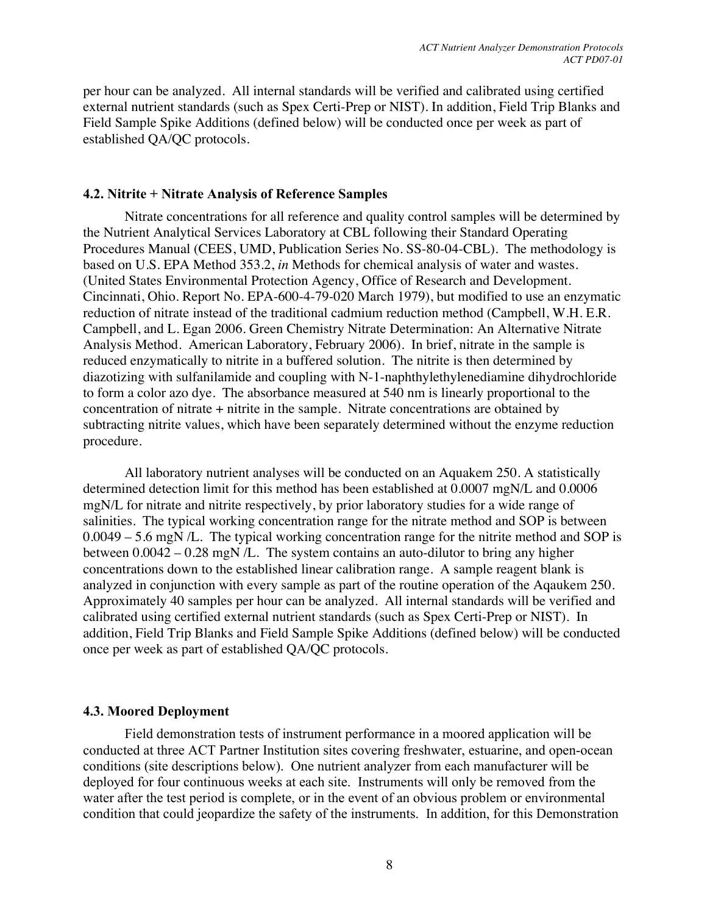per hour can be analyzed. All internal standards will be verified and calibrated using certified external nutrient standards (such as Spex Certi-Prep or NIST). In addition, Field Trip Blanks and Field Sample Spike Additions (defined below) will be conducted once per week as part of established QA/QC protocols.

### 4.2. Nitrite + Nitrate Analysis of Reference Samples

Nitrate concentrations for all reference and quality control samples will be determined by the Nutrient Analytical Services Laboratory at CBL following their Standard Operating Procedures Manual (CEES, UMD, Publication Series No. SS-80-04-CBL). The methodology is based on U.S. EPA Method 353.2, *in* Methods for chemical analysis of water and wastes. (United States Environmental Protection Agency, Office of Research and Development. Cincinnati, Ohio. Report No. EPA-600-4-79-020 March 1979), but modified to use an enzymatic reduction of nitrate instead of the traditional cadmium reduction method (Campbell, W.H. E.R. Campbell, and L. Egan 2006. Green Chemistry Nitrate Determination: An Alternative Nitrate Analysis Method. American Laboratory, February 2006). In brief, nitrate in the sample is reduced enzymatically to nitrite in a buffered solution. The nitrite is then determined by diazotizing with sulfanilamide and coupling with N-1-naphthylethylenediamine dihydrochloride to form a color azo dye. The absorbance measured at 540 nm is linearly proportional to the concentration of nitrate + nitrite in the sample. Nitrate concentrations are obtained by subtracting nitrite values, which have been separately determined without the enzyme reduction procedure.

All laboratory nutrient analyses will be conducted on an Aquakem 250. A statistically determined detection limit for this method has been established at 0.0007 mgN/L and 0.0006 mgN/L for nitrate and nitrite respectively, by prior laboratory studies for a wide range of salinities. The typical working concentration range for the nitrate method and SOP is between 0.0049 – 5.6 mgN /L. The typical working concentration range for the nitrite method and SOP is between 0.0042 – 0.28 mgN /L. The system contains an auto-dilutor to bring any higher concentrations down to the established linear calibration range. A sample reagent blank is analyzed in conjunction with every sample as part of the routine operation of the Aqaukem 250. Approximately 40 samples per hour can be analyzed. All internal standards will be verified and calibrated using certified external nutrient standards (such as Spex Certi-Prep or NIST). In addition, Field Trip Blanks and Field Sample Spike Additions (defined below) will be conducted once per week as part of established QA/QC protocols.

### 4.3. Moored Deployment

Field demonstration tests of instrument performance in a moored application will be conducted at three ACT Partner Institution sites covering freshwater, estuarine, and open-ocean conditions (site descriptions below). One nutrient analyzer from each manufacturer will be deployed for four continuous weeks at each site. Instruments will only be removed from the water after the test period is complete, or in the event of an obvious problem or environmental condition that could jeopardize the safety of the instruments. In addition, for this Demonstration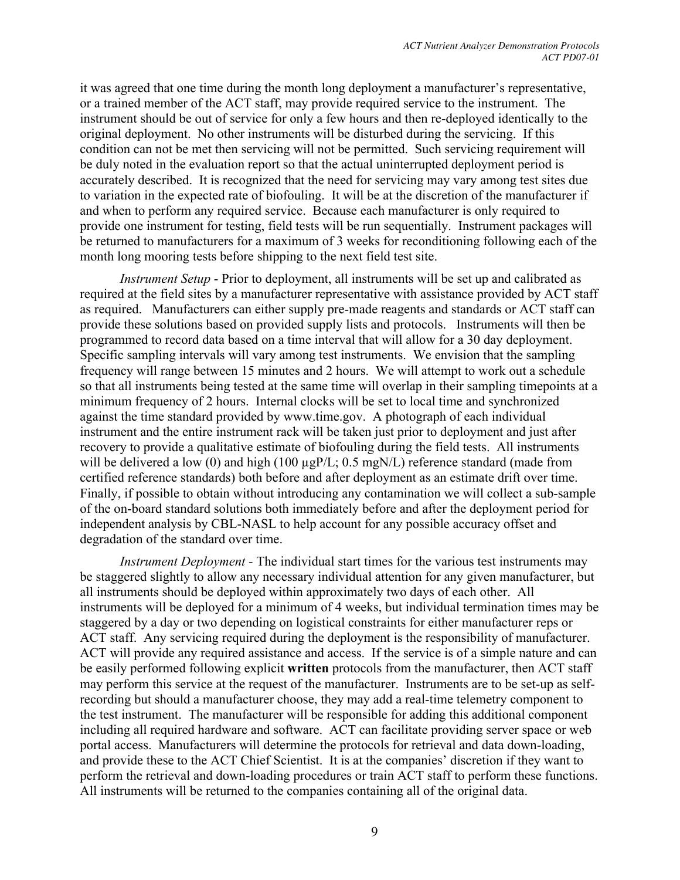it was agreed that one time during the month long deployment a manufacturer's representative, or a trained member of the ACT staff, may provide required service to the instrument. The instrument should be out of service for only a few hours and then re-deployed identically to the original deployment. No other instruments will be disturbed during the servicing. If this condition can not be met then servicing will not be permitted. Such servicing requirement will be duly noted in the evaluation report so that the actual uninterrupted deployment period is accurately described. It is recognized that the need for servicing may vary among test sites due to variation in the expected rate of biofouling. It will be at the discretion of the manufacturer if and when to perform any required service. Because each manufacturer is only required to provide one instrument for testing, field tests will be run sequentially. Instrument packages will be returned to manufacturers for a maximum of 3 weeks for reconditioning following each of the month long mooring tests before shipping to the next field test site.

*Instrument Setup* - Prior to deployment, all instruments will be set up and calibrated as required at the field sites by a manufacturer representative with assistance provided by ACT staff as required. Manufacturers can either supply pre-made reagents and standards or ACT staff can provide these solutions based on provided supply lists and protocols. Instruments will then be programmed to record data based on a time interval that will allow for a 30 day deployment. Specific sampling intervals will vary among test instruments. We envision that the sampling frequency will range between 15 minutes and 2 hours. We will attempt to work out a schedule so that all instruments being tested at the same time will overlap in their sampling timepoints at a minimum frequency of 2 hours. Internal clocks will be set to local time and synchronized against the time standard provided by www.time.gov. A photograph of each individual instrument and the entire instrument rack will be taken just prior to deployment and just after recovery to provide a qualitative estimate of biofouling during the field tests. All instruments will be delivered a low (0) and high (100 µgP/L; 0.5 mgN/L) reference standard (made from certified reference standards) both before and after deployment as an estimate drift over time. Finally, if possible to obtain without introducing any contamination we will collect a sub-sample of the on-board standard solutions both immediately before and after the deployment period for independent analysis by CBL-NASL to help account for any possible accuracy offset and degradation of the standard over time.

*Instrument Deployment* - The individual start times for the various test instruments may be staggered slightly to allow any necessary individual attention for any given manufacturer, but all instruments should be deployed within approximately two days of each other. All instruments will be deployed for a minimum of 4 weeks, but individual termination times may be staggered by a day or two depending on logistical constraints for either manufacturer reps or ACT staff. Any servicing required during the deployment is the responsibility of manufacturer. ACT will provide any required assistance and access. If the service is of a simple nature and can be easily performed following explicit **written** protocols from the manufacturer, then ACT staff may perform this service at the request of the manufacturer. Instruments are to be set-up as self-recording but should a manufacturer choose, they may add a real-time telemetry component to the test instrument. The manufacturer will be responsible for adding this additional component including all required hardware and software. ACT can facilitate providing server space or web portal access. Manufacturers will determine the protocols for retrieval and data down-loading, and provide these to the ACT Chief Scientist. It is at the companies' discretion if they want to perform the retrieval and down-loading procedures or train ACT staff to perform these functions. All instruments will be returned to the companies containing all of the original data.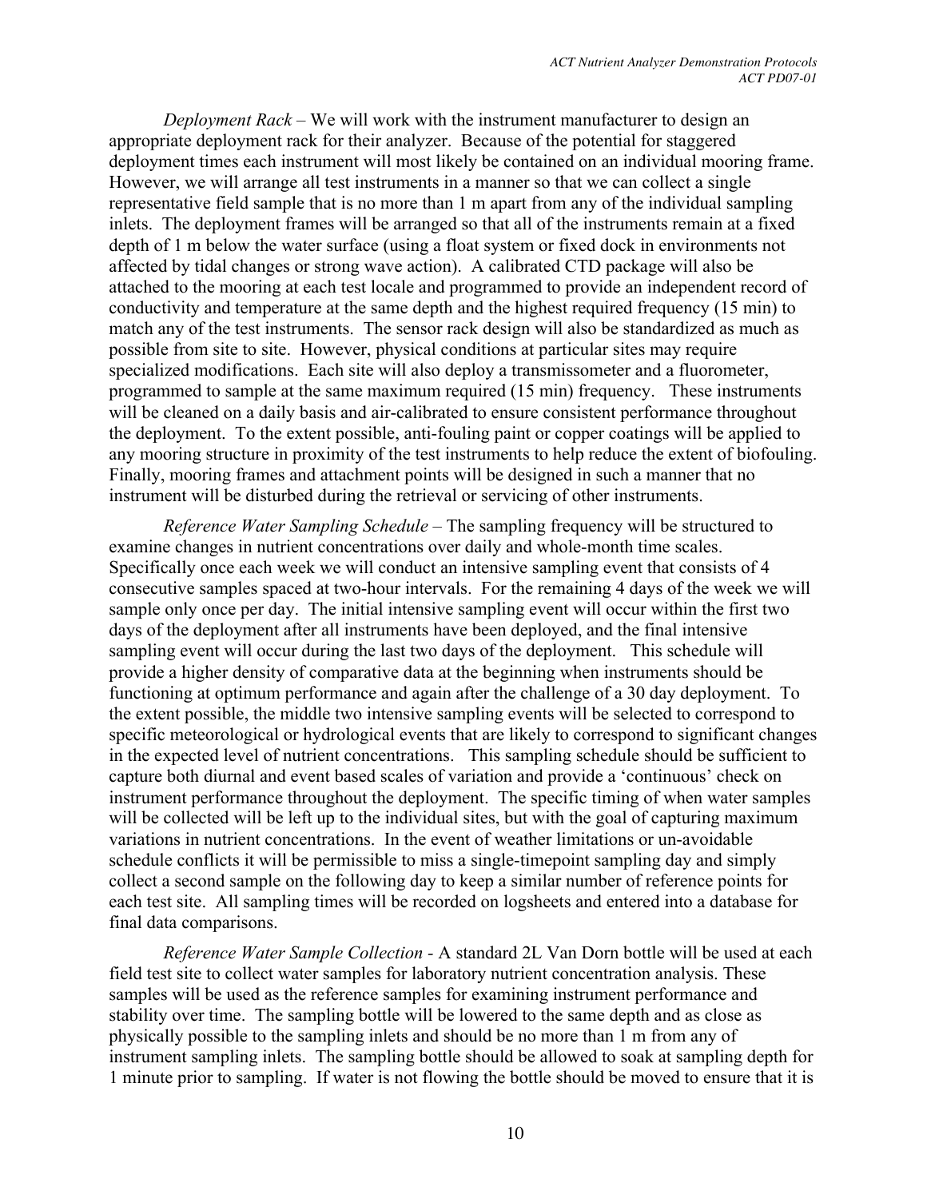*Deployment Rack* – We will work with the instrument manufacturer to design an appropriate deployment rack for their analyzer. Because of the potential for staggered deployment times each instrument will most likely be contained on an individual mooring frame. However, we will arrange all test instruments in a manner so that we can collect a single representative field sample that is no more than 1 m apart from any of the individual sampling inlets. The deployment frames will be arranged so that all of the instruments remain at a fixed depth of 1 m below the water surface (using a float system or fixed dock in environments not affected by tidal changes or strong wave action). A calibrated CTD package will also be attached to the mooring at each test locale and programmed to provide an independent record of conductivity and temperature at the same depth and the highest required frequency (15 min) to match any of the test instruments. The sensor rack design will also be standardized as much as possible from site to site. However, physical conditions at particular sites may require specialized modifications. Each site will also deploy a transmissometer and a fluorometer, programmed to sample at the same maximum required (15 min) frequency. These instruments will be cleaned on a daily basis and air-calibrated to ensure consistent performance throughout the deployment. To the extent possible, anti-fouling paint or copper coatings will be applied to any mooring structure in proximity of the test instruments to help reduce the extent of biofouling. Finally, mooring frames and attachment points will be designed in such a manner that no instrument will be disturbed during the retrieval or servicing of other instruments.

*Reference Water Sampling Schedule* – The sampling frequency will be structured to examine changes in nutrient concentrations over daily and whole-month time scales. Specifically once each week we will conduct an intensive sampling event that consists of 4 consecutive samples spaced at two-hour intervals. For the remaining 4 days of the week we will sample only once per day. The initial intensive sampling event will occur within the first two days of the deployment after all instruments have been deployed, and the final intensive sampling event will occur during the last two days of the deployment. This schedule will provide a higher density of comparative data at the beginning when instruments should be functioning at optimum performance and again after the challenge of a 30 day deployment. To the extent possible, the middle two intensive sampling events will be selected to correspond to specific meteorological or hydrological events that are likely to correspond to significant changes in the expected level of nutrient concentrations. This sampling schedule should be sufficient to capture both diurnal and event based scales of variation and provide a 'continuous' check on instrument performance throughout the deployment. The specific timing of when water samples will be collected will be left up to the individual sites, but with the goal of capturing maximum variations in nutrient concentrations. In the event of weather limitations or un-avoidable schedule conflicts it will be permissible to miss a single-timepoint sampling day and simply collect a second sample on the following day to keep a similar number of reference points for each test site. All sampling times will be recorded on logsheets and entered into a database for final data comparisons.

*Reference Water Sample Collection* - A standard 2L Van Dorn bottle will be used at each field test site to collect water samples for laboratory nutrient concentration analysis. These samples will be used as the reference samples for examining instrument performance and stability over time. The sampling bottle will be lowered to the same depth and as close as physically possible to the sampling inlets and should be no more than 1 m from any of instrument sampling inlets. The sampling bottle should be allowed to soak at sampling depth for 1 minute prior to sampling. If water is not flowing the bottle should be moved to ensure that it is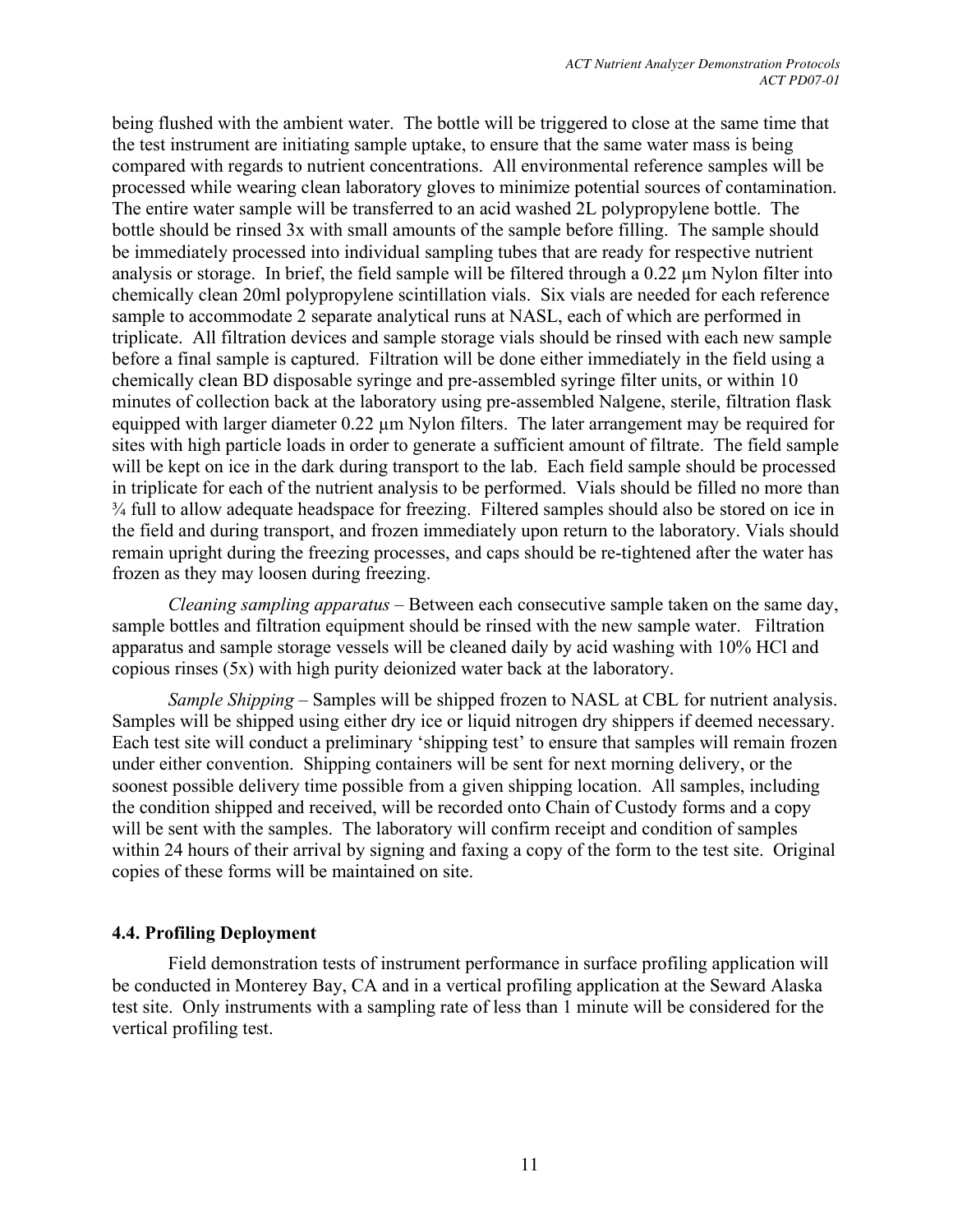being flushed with the ambient water. The bottle will be triggered to close at the same time that the test instrument are initiating sample uptake, to ensure that the same water mass is being compared with regards to nutrient concentrations. All environmental reference samples will be processed while wearing clean laboratory gloves to minimize potential sources of contamination. The entire water sample will be transferred to an acid washed 2L polypropylene bottle. The bottle should be rinsed 3x with small amounts of the sample before filling. The sample should be immediately processed into individual sampling tubes that are ready for respective nutrient analysis or storage. In brief, the field sample will be filtered through a 0.22 µm Nylon filter into chemically clean 20ml polypropylene scintillation vials. Six vials are needed for each reference sample to accommodate 2 separate analytical runs at NASL, each of which are performed in triplicate. All filtration devices and sample storage vials should be rinsed with each new sample before a final sample is captured. Filtration will be done either immediately in the field using a chemically clean BD disposable syringe and pre-assembled syringe filter units, or within 10 minutes of collection back at the laboratory using pre-assembled Nalgene, sterile, filtration flask equipped with larger diameter 0.22 µm Nylon filters. The later arrangement may be required for sites with high particle loads in order to generate a sufficient amount of filtrate. The field sample will be kept on ice in the dark during transport to the lab. Each field sample should be processed in triplicate for each of the nutrient analysis to be performed. Vials should be filled no more than ¾ full to allow adequate headspace for freezing. Filtered samples should also be stored on ice in the field and during transport, and frozen immediately upon return to the laboratory. Vials should remain upright during the freezing processes, and caps should be re-tightened after the water has frozen as they may loosen during freezing.

*Cleaning sampling apparatus* – Between each consecutive sample taken on the same day, sample bottles and filtration equipment should be rinsed with the new sample water. Filtration apparatus and sample storage vessels will be cleaned daily by acid washing with 10% HCl and copious rinses (5x) with high purity deionized water back at the laboratory.

*Sample Shipping* – Samples will be shipped frozen to NASL at CBL for nutrient analysis. Samples will be shipped using either dry ice or liquid nitrogen dry shippers if deemed necessary. Each test site will conduct a preliminary 'shipping test' to ensure that samples will remain frozen under either convention. Shipping containers will be sent for next morning delivery, or the soonest possible delivery time possible from a given shipping location. All samples, including the condition shipped and received, will be recorded onto Chain of Custody forms and a copy will be sent with the samples. The laboratory will confirm receipt and condition of samples within 24 hours of their arrival by signing and faxing a copy of the form to the test site. Original copies of these forms will be maintained on site.

### 4.4. Profiling Deployment

Field demonstration tests of instrument performance in surface profiling application will be conducted in Monterey Bay, CA and in a vertical profiling application at the Seward Alaska test site. Only instruments with a sampling rate of less than 1 minute will be considered for the vertical profiling test.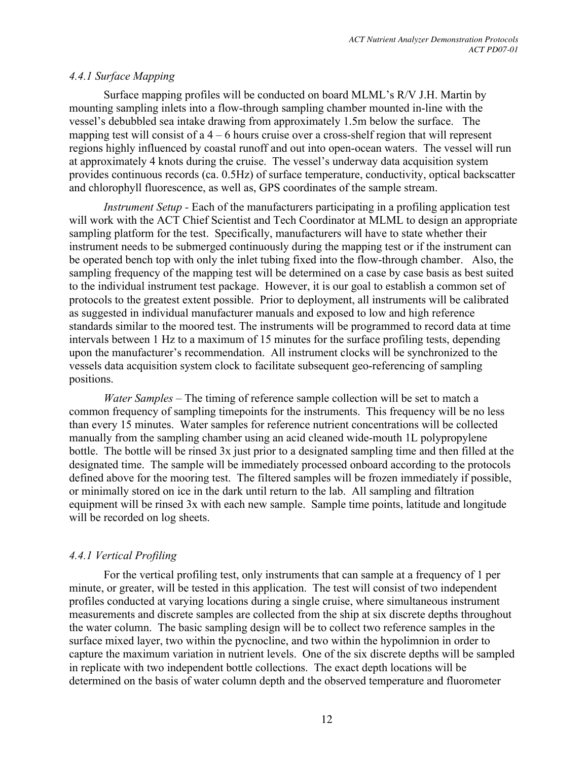### *4.4.1 Surface Mapping*

Surface mapping profiles will be conducted on board MLML's R/V J.H. Martin by mounting sampling inlets into a flow-through sampling chamber mounted in-line with the vessel's debubbled sea intake drawing from approximately 1.5m below the surface. The mapping test will consist of a 4 – 6 hours cruise over a cross-shelf region that will represent regions highly influenced by coastal runoff and out into open-ocean waters. The vessel will run at approximately 4 knots during the cruise. The vessel's underway data acquisition system provides continuous records (ca. 0.5Hz) of surface temperature, conductivity, optical backscatter and chlorophyll fluorescence, as well as, GPS coordinates of the sample stream.

*Instrument Setup* - Each of the manufacturers participating in a profiling application test will work with the ACT Chief Scientist and Tech Coordinator at MLML to design an appropriate sampling platform for the test. Specifically, manufacturers will have to state whether their instrument needs to be submerged continuously during the mapping test or if the instrument can be operated bench top with only the inlet tubing fixed into the flow-through chamber. Also, the sampling frequency of the mapping test will be determined on a case by case basis as best suited to the individual instrument test package. However, it is our goal to establish a common set of protocols to the greatest extent possible. Prior to deployment, all instruments will be calibrated as suggested in individual manufacturer manuals and exposed to low and high reference standards similar to the moored test. The instruments will be programmed to record data at time intervals between 1 Hz to a maximum of 15 minutes for the surface profiling tests, depending upon the manufacturer's recommendation. All instrument clocks will be synchronized to the vessels data acquisition system clock to facilitate subsequent geo-referencing of sampling positions.

*Water Samples* – The timing of reference sample collection will be set to match a common frequency of sampling timepoints for the instruments. This frequency will be no less than every 15 minutes. Water samples for reference nutrient concentrations will be collected manually from the sampling chamber using an acid cleaned wide-mouth 1L polypropylene bottle. The bottle will be rinsed 3x just prior to a designated sampling time and then filled at the designated time. The sample will be immediately processed onboard according to the protocols defined above for the mooring test. The filtered samples will be frozen immediately if possible, or minimally stored on ice in the dark until return to the lab. All sampling and filtration equipment will be rinsed 3x with each new sample. Sample time points, latitude and longitude will be recorded on log sheets.

### *4.4.1 Vertical Profiling*

For the vertical profiling test, only instruments that can sample at a frequency of 1 per minute, or greater, will be tested in this application. The test will consist of two independent profiles conducted at varying locations during a single cruise, where simultaneous instrument measurements and discrete samples are collected from the ship at six discrete depths throughout the water column. The basic sampling design will be to collect two reference samples in the surface mixed layer, two within the pycnocline, and two within the hypolimnion in order to capture the maximum variation in nutrient levels. One of the six discrete depths will be sampled in replicate with two independent bottle collections. The exact depth locations will be determined on the basis of water column depth and the observed temperature and fluorometer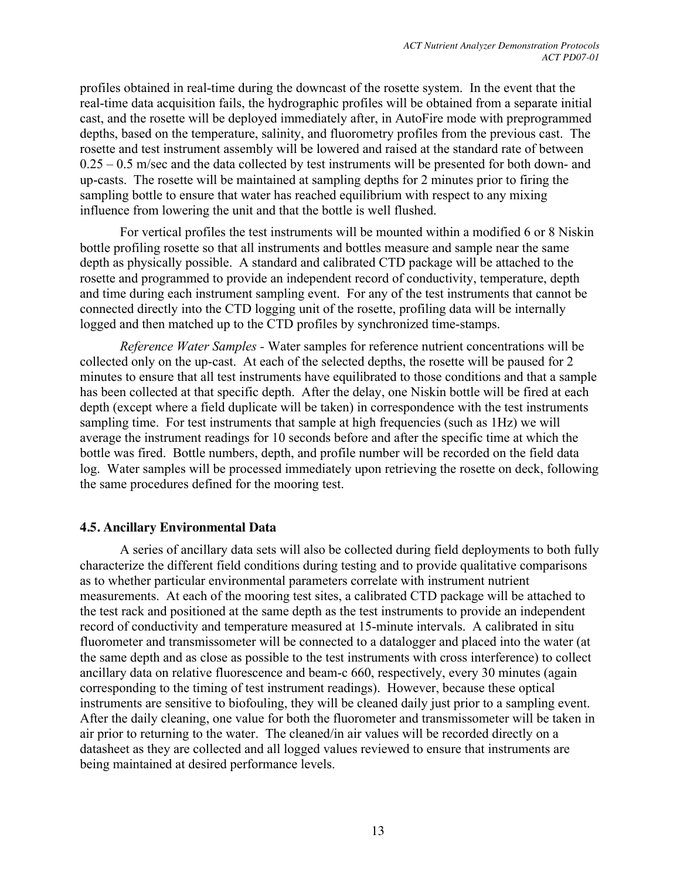profiles obtained in real-time during the downcast of the rosette system. In the event that the real-time data acquisition fails, the hydrographic profiles will be obtained from a separate initial cast, and the rosette will be deployed immediately after, in AutoFire mode with preprogrammed depths, based on the temperature, salinity, and fluorometry profiles from the previous cast. The rosette and test instrument assembly will be lowered and raised at the standard rate of between 0.25 – 0.5 m/sec and the data collected by test instruments will be presented for both down- and up-casts. The rosette will be maintained at sampling depths for 2 minutes prior to firing the sampling bottle to ensure that water has reached equilibrium with respect to any mixing influence from lowering the unit and that the bottle is well flushed.

For vertical profiles the test instruments will be mounted within a modified 6 or 8 Niskin bottle profiling rosette so that all instruments and bottles measure and sample near the same depth as physically possible. A standard and calibrated CTD package will be attached to the rosette and programmed to provide an independent record of conductivity, temperature, depth and time during each instrument sampling event. For any of the test instruments that cannot be connected directly into the CTD logging unit of the rosette, profiling data will be internally logged and then matched up to the CTD profiles by synchronized time-stamps.

*Reference Water Samples* - Water samples for reference nutrient concentrations will be collected only on the up-cast. At each of the selected depths, the rosette will be paused for 2 minutes to ensure that all test instruments have equilibrated to those conditions and that a sample has been collected at that specific depth. After the delay, one Niskin bottle will be fired at each depth (except where a field duplicate will be taken) in correspondence with the test instruments sampling time. For test instruments that sample at high frequencies (such as 1Hz) we will average the instrument readings for 10 seconds before and after the specific time at which the bottle was fired. Bottle numbers, depth, and profile number will be recorded on the field data log. Water samples will be processed immediately upon retrieving the rosette on deck, following the same procedures defined for the mooring test.

### 4.5. Ancillary Environmental Data

A series of ancillary data sets will also be collected during field deployments to both fully characterize the different field conditions during testing and to provide qualitative comparisons as to whether particular environmental parameters correlate with instrument nutrient measurements. At each of the mooring test sites, a calibrated CTD package will be attached to the test rack and positioned at the same depth as the test instruments to provide an independent record of conductivity and temperature measured at 15-minute intervals. A calibrated in situ fluorometer and transmissometer will be connected to a datalogger and placed into the water (at the same depth and as close as possible to the test instruments with cross interference) to collect ancillary data on relative fluorescence and beam-c 660, respectively, every 30 minutes (again corresponding to the timing of test instrument readings). However, because these optical instruments are sensitive to biofouling, they will be cleaned daily just prior to a sampling event. After the daily cleaning, one value for both the fluorometer and transmissometer will be taken in air prior to returning to the water. The cleaned/in air values will be recorded directly on a datasheet as they are collected and all logged values reviewed to ensure that instruments are being maintained at desired performance levels.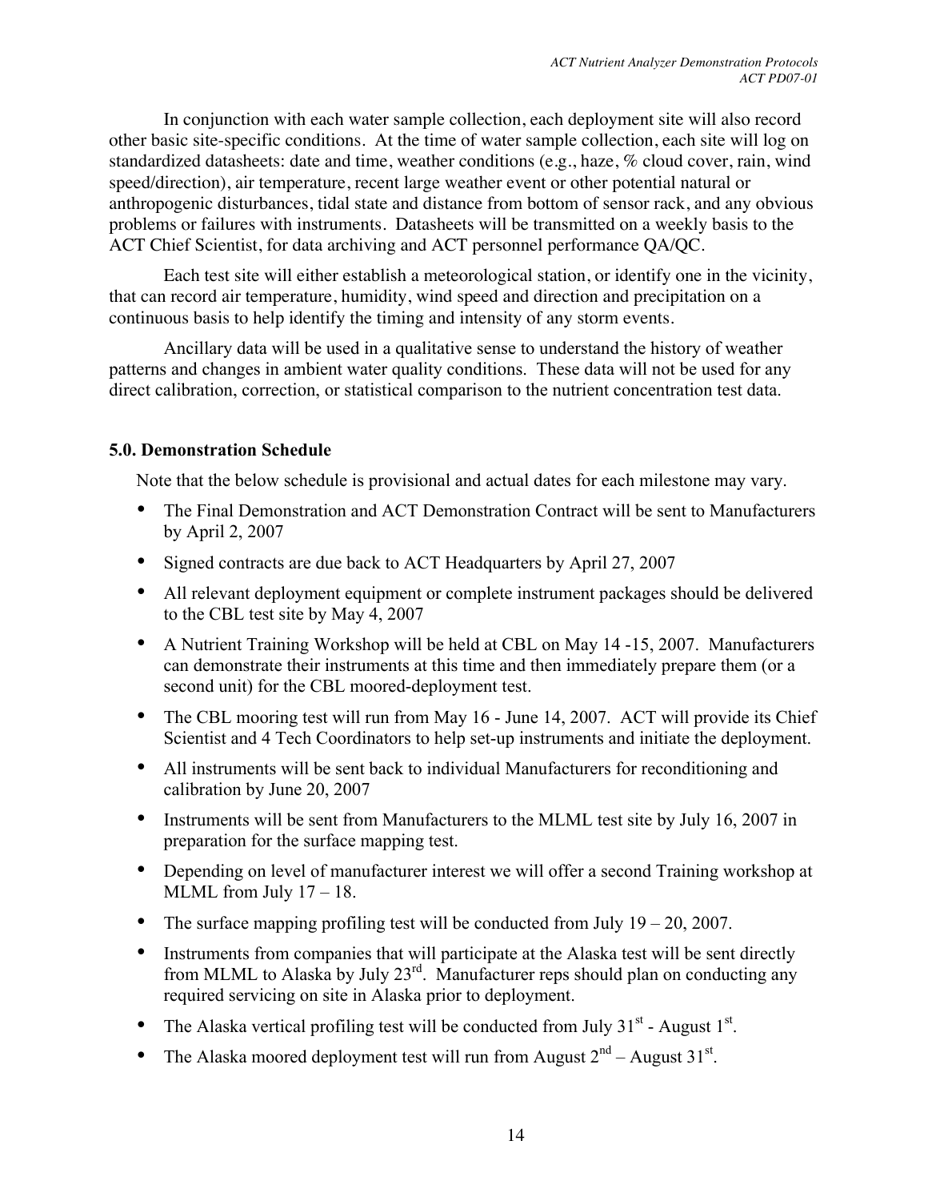In conjunction with each water sample collection, each deployment site will also record other basic site-specific conditions. At the time of water sample collection, each site will log on standardized datasheets: date and time, weather conditions (e.g., haze, % cloud cover, rain, wind speed/direction), air temperature, recent large weather event or other potential natural or anthropogenic disturbances, tidal state and distance from bottom of sensor rack, and any obvious problems or failures with instruments. Datasheets will be transmitted on a weekly basis to the ACT Chief Scientist, for data archiving and ACT personnel performance QA/QC.

Each test site will either establish a meteorological station, or identify one in the vicinity, that can record air temperature, humidity, wind speed and direction and precipitation on a continuous basis to help identify the timing and intensity of any storm events.

Ancillary data will be used in a qualitative sense to understand the history of weather patterns and changes in ambient water quality conditions. These data will not be used for any direct calibration, correction, or statistical comparison to the nutrient concentration test data.

### 5.0. Demonstration Schedule

Note that the below schedule is provisional and actual dates for each milestone may vary.

- The Final Demonstration and ACT Demonstration Contract will be sent to Manufacturers by April 2, 2007
- Signed contracts are due back to ACT Headquarters by April 27, 2007
- All relevant deployment equipment or complete instrument packages should be delivered to the CBL test site by May 4, 2007
- A Nutrient Training Workshop will be held at CBL on May 14 -15, 2007. Manufacturers can demonstrate their instruments at this time and then immediately prepare them (or a second unit) for the CBL moored-deployment test.
- The CBL mooring test will run from May 16 - June 14, 2007. ACT will provide its Chief Scientist and 4 Tech Coordinators to help set-up instruments and initiate the deployment.
- All instruments will be sent back to individual Manufacturers for reconditioning and calibration by June 20, 2007
- Instruments will be sent from Manufacturers to the MLML test site by July 16, 2007 in preparation for the surface mapping test.
- Depending on level of manufacturer interest we will offer a second Training workshop at MLML from July 17 – 18.
- The surface mapping profiling test will be conducted from July 19 – 20, 2007.
- Instruments from companies that will participate at the Alaska test will be sent directly from MLML to Alaska by July 23rd. Manufacturer reps should plan on conducting any required servicing on site in Alaska prior to deployment.
- The Alaska vertical profiling test will be conducted from July 31st - August 1st.
- The Alaska moored deployment test will run from August 2nd – August 31st.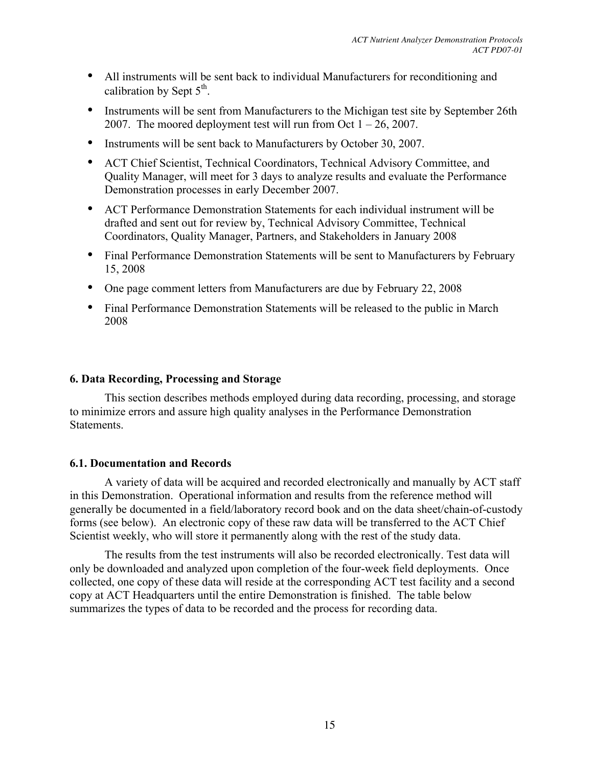- All instruments will be sent back to individual Manufacturers for reconditioning and calibration by Sept 5th.
- Instruments will be sent from Manufacturers to the Michigan test site by September 26th 2007. The moored deployment test will run from Oct 1 – 26, 2007.
- Instruments will be sent back to Manufacturers by October 30, 2007.
- ACT Chief Scientist, Technical Coordinators, Technical Advisory Committee, and Quality Manager, will meet for 3 days to analyze results and evaluate the Performance Demonstration processes in early December 2007.
- ACT Performance Demonstration Statements for each individual instrument will be drafted and sent out for review by, Technical Advisory Committee, Technical Coordinators, Quality Manager, Partners, and Stakeholders in January 2008
- Final Performance Demonstration Statements will be sent to Manufacturers by February 15, 2008
- One page comment letters from Manufacturers are due by February 22, 2008
- Final Performance Demonstration Statements will be released to the public in March 2008

## 6. Data Recording, Processing and Storage

This section describes methods employed during data recording, processing, and storage to minimize errors and assure high quality analyses in the Performance Demonstration Statements.

### 6.1. Documentation and Records

A variety of data will be acquired and recorded electronically and manually by ACT staff in this Demonstration. Operational information and results from the reference method will generally be documented in a field/laboratory record book and on the data sheet/chain-of-custody forms (see below). An electronic copy of these raw data will be transferred to the ACT Chief Scientist weekly, who will store it permanently along with the rest of the study data.

The results from the test instruments will also be recorded electronically. Test data will only be downloaded and analyzed upon completion of the four-week field deployments. Once collected, one copy of these data will reside at the corresponding ACT test facility and a second copy at ACT Headquarters until the entire Demonstration is finished. The table below summarizes the types of data to be recorded and the process for recording data.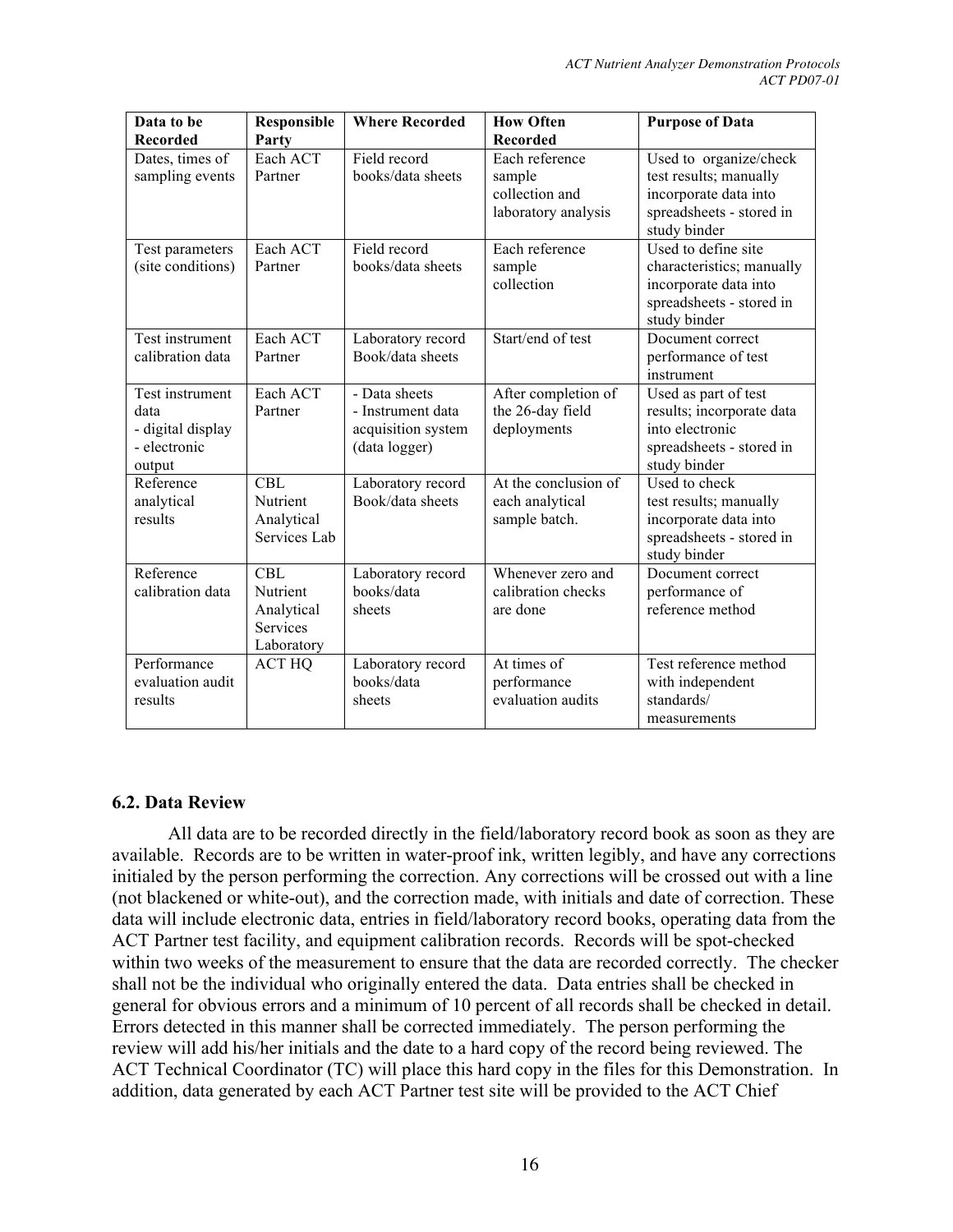| Data to be Recorded | Responsible Party | Where Recorded | How Often Recorded | Purpose of Data |
|---|---|---|---|---|
| Dates, times of sampling events | Each ACT Partner | Field record books/data sheets | Each reference sample collection and laboratory analysis | Used to organize/check test results; manually incorporate data into spreadsheets - stored in study binder |
| Test parameters (site conditions) | Each ACT Partner | Field record books/data sheets | Each reference sample collection | Used to define site characteristics; manually incorporate data into spreadsheets - stored in study binder |
| Test instrument calibration data | Each ACT Partner | Laboratory record Book/data sheets | Start/end of test | Document correct performance of test instrument |
| Test instrument data<br>- digital display<br>- electronic output | Each ACT Partner | - Data sheets<br>- Instrument data acquisition system (data logger) | After completion of the 26-day field deployments | Used as part of test results; incorporate data into electronic spreadsheets - stored in study binder |
| Reference analytical results | CBL Nutrient Analytical Services Lab | Laboratory record Book/data sheets | At the conclusion of each analytical sample batch. | Used to check test results; manually incorporate data into spreadsheets - stored in study binder |
| Reference calibration data | CBL Nutrient Analytical Services Laboratory | Laboratory record books/data sheets | Whenever zero and calibration checks are done | Document correct performance of reference method |
| Performance evaluation audit results | ACT HQ | Laboratory record books/data sheets | At times of performance evaluation audits | Test reference method with independent standards/ measurements |

### 6.2. Data Review

All data are to be recorded directly in the field/laboratory record book as soon as they are available. Records are to be written in water-proof ink, written legibly, and have any corrections initialed by the person performing the correction. Any corrections will be crossed out with a line (not blackened or white-out), and the correction made, with initials and date of correction. These data will include electronic data, entries in field/laboratory record books, operating data from the ACT Partner test facility, and equipment calibration records. Records will be spot-checked within two weeks of the measurement to ensure that the data are recorded correctly. The checker shall not be the individual who originally entered the data. Data entries shall be checked in general for obvious errors and a minimum of 10 percent of all records shall be checked in detail. Errors detected in this manner shall be corrected immediately. The person performing the review will add his/her initials and the date to a hard copy of the record being reviewed. The ACT Technical Coordinator (TC) will place this hard copy in the files for this Demonstration. In addition, data generated by each ACT Partner test site will be provided to the ACT Chief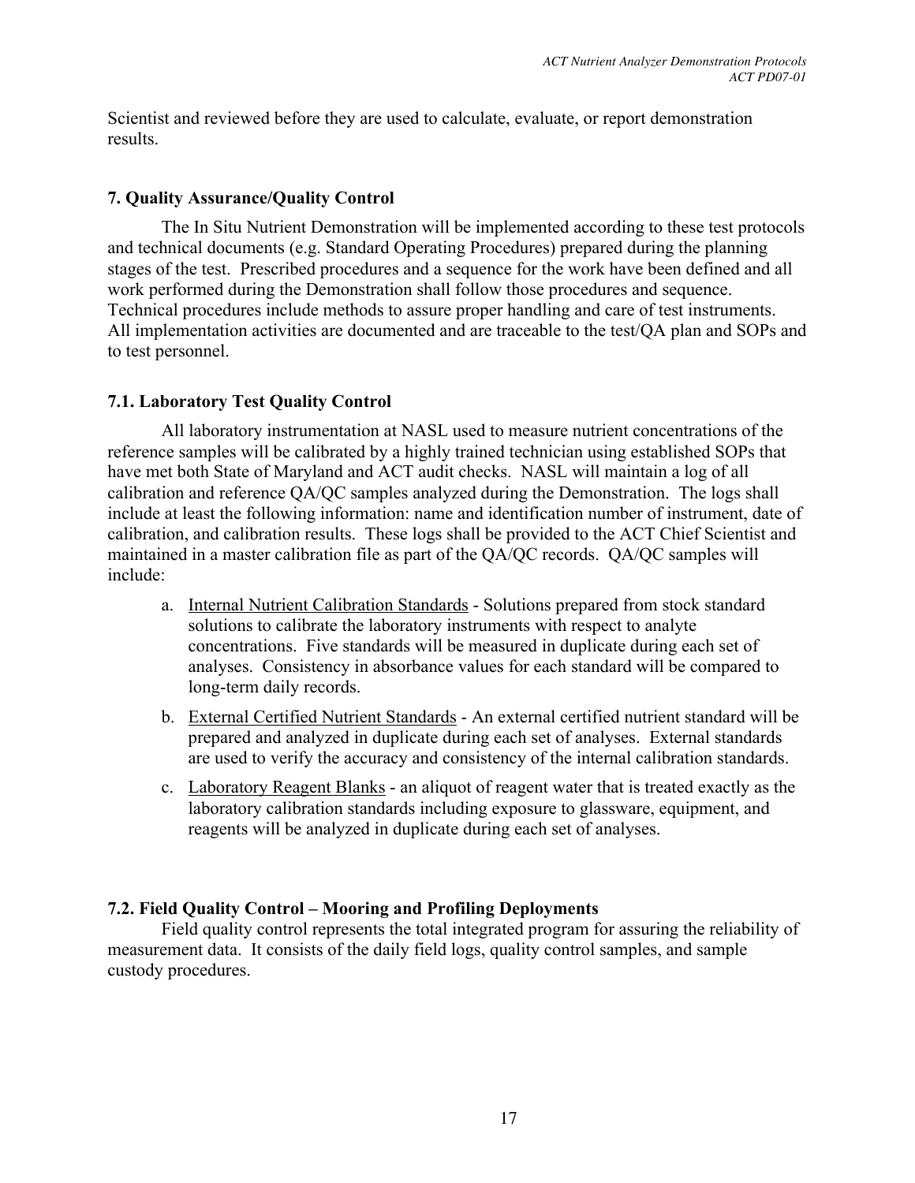Scientist and reviewed before they are used to calculate, evaluate, or report demonstration results.

## 7. Quality Assurance/Quality Control

The In Situ Nutrient Demonstration will be implemented according to these test protocols and technical documents (e.g. Standard Operating Procedures) prepared during the planning stages of the test. Prescribed procedures and a sequence for the work have been defined and all work performed during the Demonstration shall follow those procedures and sequence. Technical procedures include methods to assure proper handling and care of test instruments. All implementation activities are documented and are traceable to the test/QA plan and SOPs and to test personnel.

### 7.1. Laboratory Test Quality Control

All laboratory instrumentation at NASL used to measure nutrient concentrations of the reference samples will be calibrated by a highly trained technician using established SOPs that have met both State of Maryland and ACT audit checks. NASL will maintain a log of all calibration and reference QA/QC samples analyzed during the Demonstration. The logs shall include at least the following information: name and identification number of instrument, date of calibration, and calibration results. These logs shall be provided to the ACT Chief Scientist and maintained in a master calibration file as part of the QA/QC records. QA/QC samples will include:

a. <u>Internal Nutrient Calibration Standards</u> - Solutions prepared from stock standard solutions to calibrate the laboratory instruments with respect to analyte concentrations. Five standards will be measured in duplicate during each set of analyses. Consistency in absorbance values for each standard will be compared to long-term daily records.

b. <u>External Certified Nutrient Standards</u> - An external certified nutrient standard will be prepared and analyzed in duplicate during each set of analyses. External standards are used to verify the accuracy and consistency of the internal calibration standards.

c. <u>Laboratory Reagent Blanks</u> - an aliquot of reagent water that is treated exactly as the laboratory calibration standards including exposure to glassware, equipment, and reagents will be analyzed in duplicate during each set of analyses.

### 7.2. Field Quality Control – Mooring and Profiling Deployments

Field quality control represents the total integrated program for assuring the reliability of measurement data. It consists of the daily field logs, quality control samples, and sample custody procedures.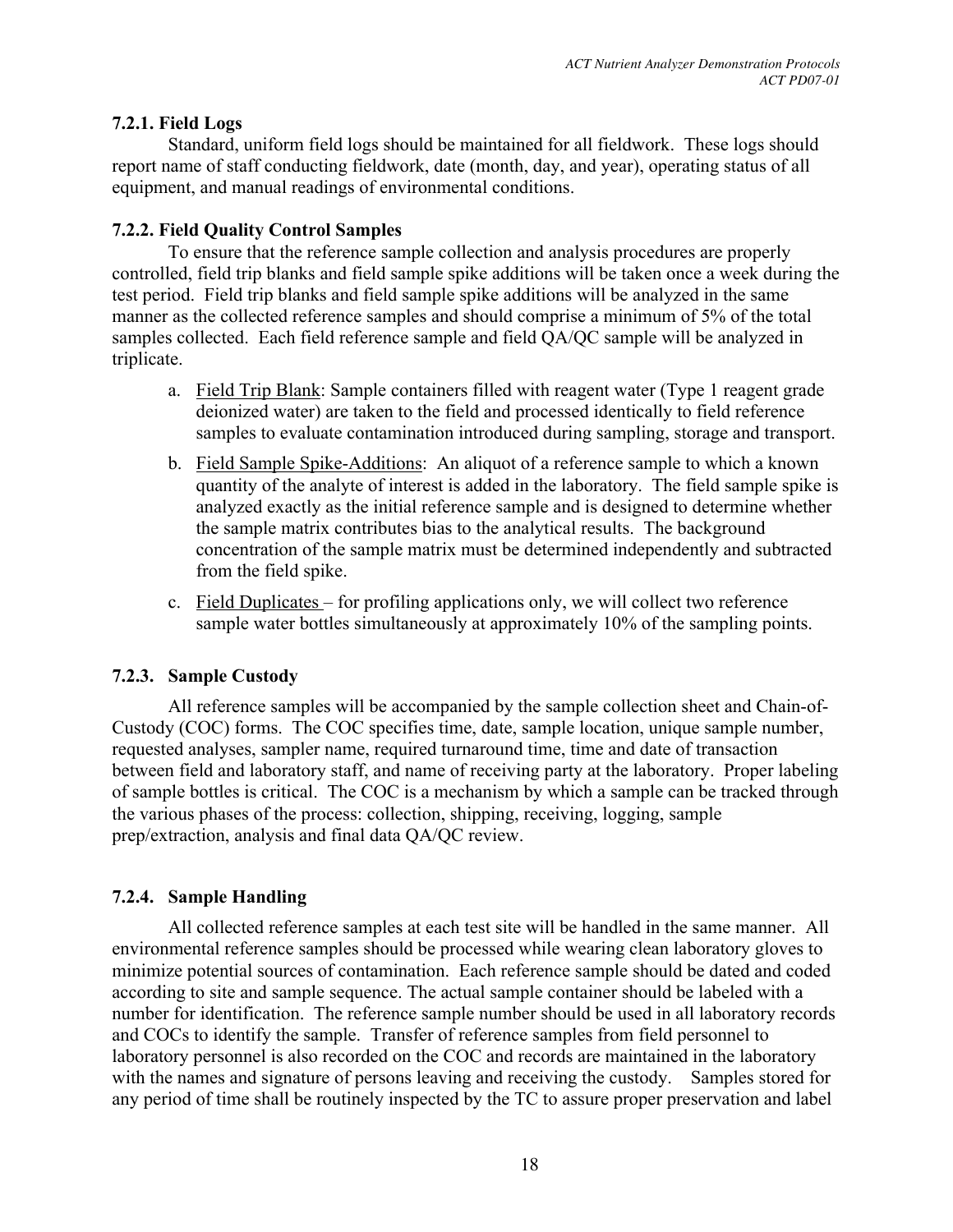### 7.2.1. Field Logs

Standard, uniform field logs should be maintained for all fieldwork. These logs should report name of staff conducting fieldwork, date (month, day, and year), operating status of all equipment, and manual readings of environmental conditions.

### 7.2.2. Field Quality Control Samples

To ensure that the reference sample collection and analysis procedures are properly controlled, field trip blanks and field sample spike additions will be taken once a week during the test period. Field trip blanks and field sample spike additions will be analyzed in the same manner as the collected reference samples and should comprise a minimum of 5% of the total samples collected. Each field reference sample and field QA/QC sample will be analyzed in triplicate.

a. Field Trip Blank: Sample containers filled with reagent water (Type 1 reagent grade deionized water) are taken to the field and processed identically to field reference samples to evaluate contamination introduced during sampling, storage and transport.

b. Field Sample Spike-Additions: An aliquot of a reference sample to which a known quantity of the analyte of interest is added in the laboratory. The field sample spike is analyzed exactly as the initial reference sample and is designed to determine whether the sample matrix contributes bias to the analytical results. The background concentration of the sample matrix must be determined independently and subtracted from the field spike.

c. Field Duplicates – for profiling applications only, we will collect two reference sample water bottles simultaneously at approximately 10% of the sampling points.

### 7.2.3. Sample Custody

All reference samples will be accompanied by the sample collection sheet and Chain-of-Custody (COC) forms. The COC specifies time, date, sample location, unique sample number, requested analyses, sampler name, required turnaround time, time and date of transaction between field and laboratory staff, and name of receiving party at the laboratory. Proper labeling of sample bottles is critical. The COC is a mechanism by which a sample can be tracked through the various phases of the process: collection, shipping, receiving, logging, sample prep/extraction, analysis and final data QA/QC review.

### 7.2.4. Sample Handling

All collected reference samples at each test site will be handled in the same manner. All environmental reference samples should be processed while wearing clean laboratory gloves to minimize potential sources of contamination. Each reference sample should be dated and coded according to site and sample sequence. The actual sample container should be labeled with a number for identification. The reference sample number should be used in all laboratory records and COCs to identify the sample. Transfer of reference samples from field personnel to laboratory personnel is also recorded on the COC and records are maintained in the laboratory with the names and signature of persons leaving and receiving the custody. Samples stored for any period of time shall be routinely inspected by the TC to assure proper preservation and label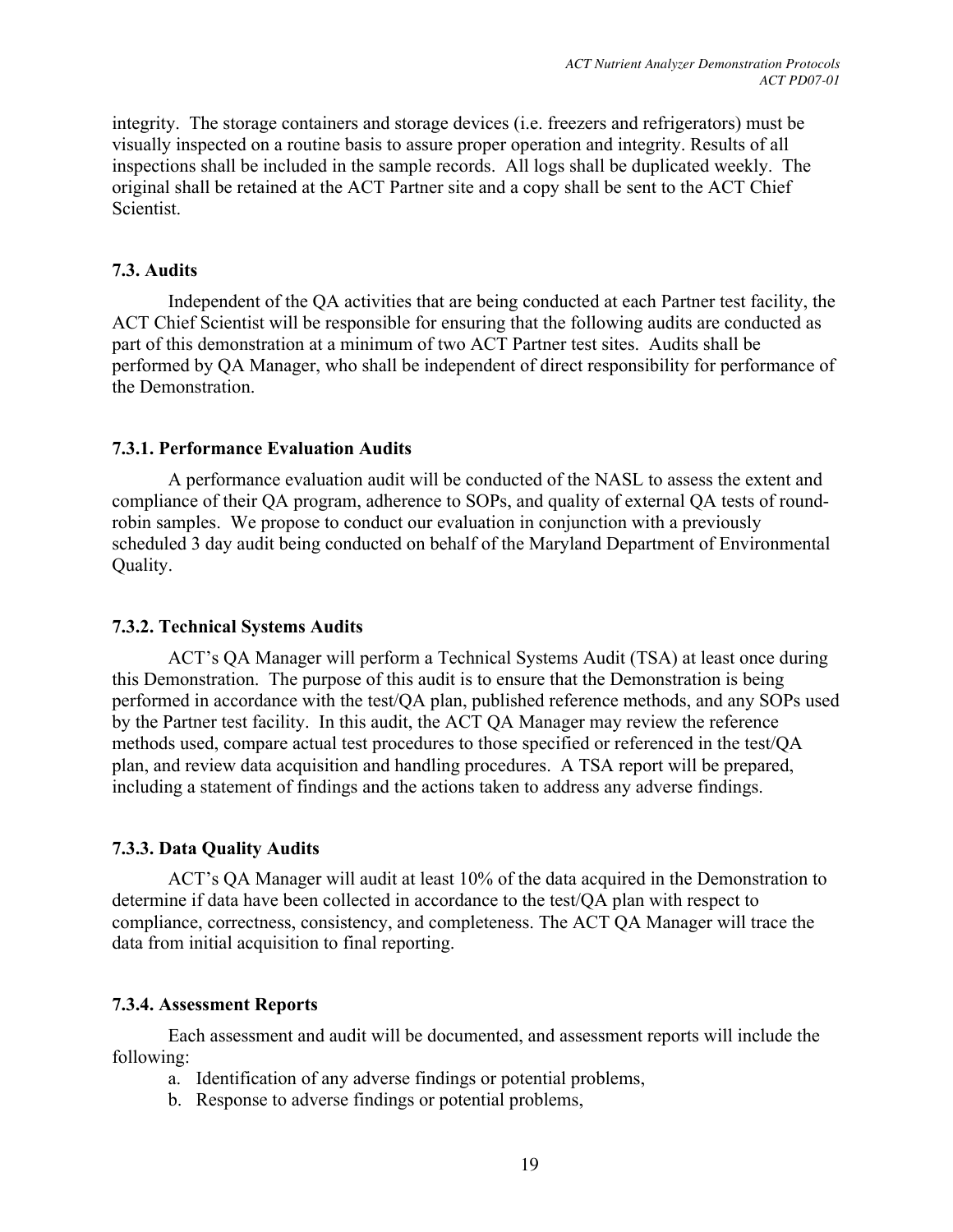integrity. The storage containers and storage devices (i.e. freezers and refrigerators) must be visually inspected on a routine basis to assure proper operation and integrity. Results of all inspections shall be included in the sample records. All logs shall be duplicated weekly. The original shall be retained at the ACT Partner site and a copy shall be sent to the ACT Chief Scientist.

### 7.3. Audits

Independent of the QA activities that are being conducted at each Partner test facility, the ACT Chief Scientist will be responsible for ensuring that the following audits are conducted as part of this demonstration at a minimum of two ACT Partner test sites. Audits shall be performed by QA Manager, who shall be independent of direct responsibility for performance of the Demonstration.

#### 7.3.1. Performance Evaluation Audits

A performance evaluation audit will be conducted of the NASL to assess the extent and compliance of their QA program, adherence to SOPs, and quality of external QA tests of round-robin samples. We propose to conduct our evaluation in conjunction with a previously scheduled 3 day audit being conducted on behalf of the Maryland Department of Environmental Quality.

#### 7.3.2. Technical Systems Audits

ACT's QA Manager will perform a Technical Systems Audit (TSA) at least once during this Demonstration. The purpose of this audit is to ensure that the Demonstration is being performed in accordance with the test/QA plan, published reference methods, and any SOPs used by the Partner test facility. In this audit, the ACT QA Manager may review the reference methods used, compare actual test procedures to those specified or referenced in the test/QA plan, and review data acquisition and handling procedures. A TSA report will be prepared, including a statement of findings and the actions taken to address any adverse findings.

#### 7.3.3. Data Quality Audits

ACT's QA Manager will audit at least 10% of the data acquired in the Demonstration to determine if data have been collected in accordance to the test/QA plan with respect to compliance, correctness, consistency, and completeness. The ACT QA Manager will trace the data from initial acquisition to final reporting.

#### 7.3.4. Assessment Reports

Each assessment and audit will be documented, and assessment reports will include the following:

a. Identification of any adverse findings or potential problems,
b. Response to adverse findings or potential problems,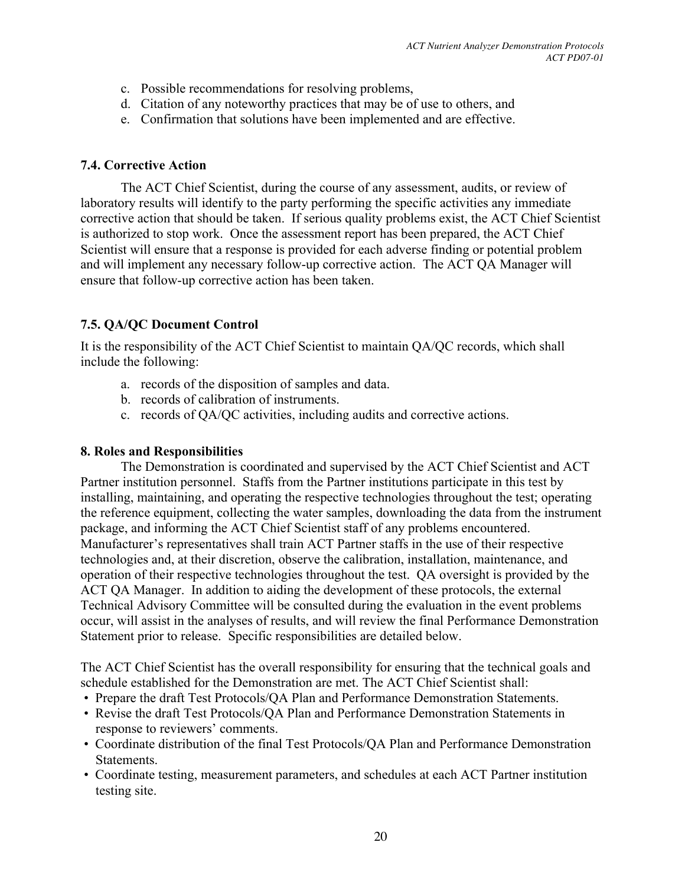c. Possible recommendations for resolving problems,
d. Citation of any noteworthy practices that may be of use to others, and
e. Confirmation that solutions have been implemented and are effective.

### 7.4. Corrective Action

The ACT Chief Scientist, during the course of any assessment, audits, or review of laboratory results will identify to the party performing the specific activities any immediate corrective action that should be taken. If serious quality problems exist, the ACT Chief Scientist is authorized to stop work. Once the assessment report has been prepared, the ACT Chief Scientist will ensure that a response is provided for each adverse finding or potential problem and will implement any necessary follow-up corrective action. The ACT QA Manager will ensure that follow-up corrective action has been taken.

### 7.5. QA/QC Document Control

It is the responsibility of the ACT Chief Scientist to maintain QA/QC records, which shall include the following:

a. records of the disposition of samples and data.
b. records of calibration of instruments.
c. records of QA/QC activities, including audits and corrective actions.

## 8. Roles and Responsibilities

The Demonstration is coordinated and supervised by the ACT Chief Scientist and ACT Partner institution personnel. Staffs from the Partner institutions participate in this test by installing, maintaining, and operating the respective technologies throughout the test; operating the reference equipment, collecting the water samples, downloading the data from the instrument package, and informing the ACT Chief Scientist staff of any problems encountered. Manufacturer's representatives shall train ACT Partner staffs in the use of their respective technologies and, at their discretion, observe the calibration, installation, maintenance, and operation of their respective technologies throughout the test. QA oversight is provided by the ACT QA Manager. In addition to aiding the development of these protocols, the external Technical Advisory Committee will be consulted during the evaluation in the event problems occur, will assist in the analyses of results, and will review the final Performance Demonstration Statement prior to release. Specific responsibilities are detailed below.

The ACT Chief Scientist has the overall responsibility for ensuring that the technical goals and schedule established for the Demonstration are met. The ACT Chief Scientist shall:

- Prepare the draft Test Protocols/QA Plan and Performance Demonstration Statements.
- Revise the draft Test Protocols/QA Plan and Performance Demonstration Statements in response to reviewers' comments.
- Coordinate distribution of the final Test Protocols/QA Plan and Performance Demonstration Statements.
- Coordinate testing, measurement parameters, and schedules at each ACT Partner institution testing site.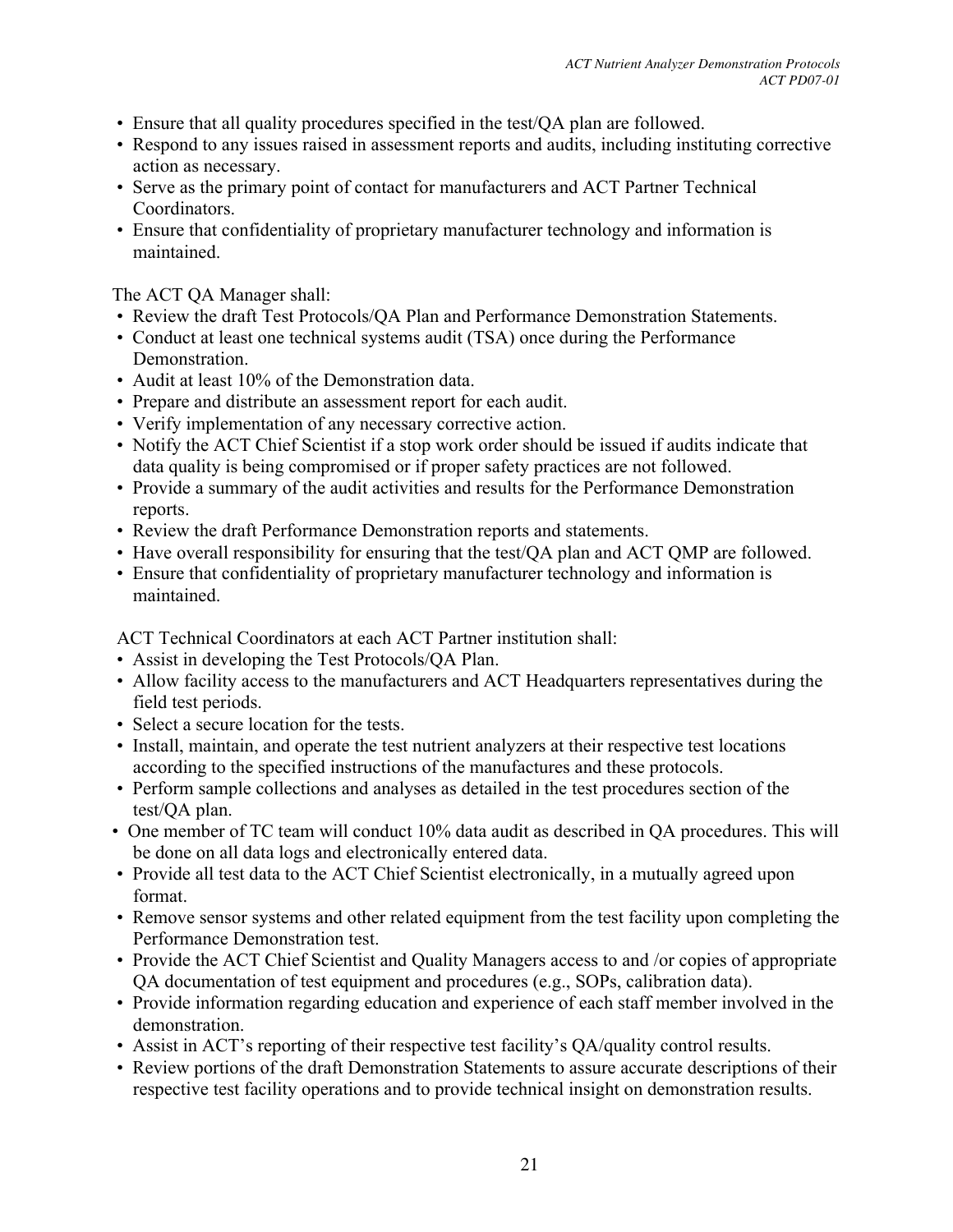- Ensure that all quality procedures specified in the test/QA plan are followed.
- Respond to any issues raised in assessment reports and audits, including instituting corrective action as necessary.
- Serve as the primary point of contact for manufacturers and ACT Partner Technical Coordinators.
- Ensure that confidentiality of proprietary manufacturer technology and information is maintained.

The ACT QA Manager shall:

- Review the draft Test Protocols/QA Plan and Performance Demonstration Statements.
- Conduct at least one technical systems audit (TSA) once during the Performance Demonstration.
- Audit at least 10% of the Demonstration data.
- Prepare and distribute an assessment report for each audit.
- Verify implementation of any necessary corrective action.
- Notify the ACT Chief Scientist if a stop work order should be issued if audits indicate that data quality is being compromised or if proper safety practices are not followed.
- Provide a summary of the audit activities and results for the Performance Demonstration reports.
- Review the draft Performance Demonstration reports and statements.
- Have overall responsibility for ensuring that the test/QA plan and ACT QMP are followed.
- Ensure that confidentiality of proprietary manufacturer technology and information is maintained.

ACT Technical Coordinators at each ACT Partner institution shall:

- Assist in developing the Test Protocols/QA Plan.
- Allow facility access to the manufacturers and ACT Headquarters representatives during the field test periods.
- Select a secure location for the tests.
- Install, maintain, and operate the test nutrient analyzers at their respective test locations according to the specified instructions of the manufactures and these protocols.
- Perform sample collections and analyses as detailed in the test procedures section of the test/QA plan.
- One member of TC team will conduct 10% data audit as described in QA procedures. This will be done on all data logs and electronically entered data.
- Provide all test data to the ACT Chief Scientist electronically, in a mutually agreed upon format.
- Remove sensor systems and other related equipment from the test facility upon completing the Performance Demonstration test.
- Provide the ACT Chief Scientist and Quality Managers access to and /or copies of appropriate QA documentation of test equipment and procedures (e.g., SOPs, calibration data).
- Provide information regarding education and experience of each staff member involved in the demonstration.
- Assist in ACT's reporting of their respective test facility's QA/quality control results.
- Review portions of the draft Demonstration Statements to assure accurate descriptions of their respective test facility operations and to provide technical insight on demonstration results.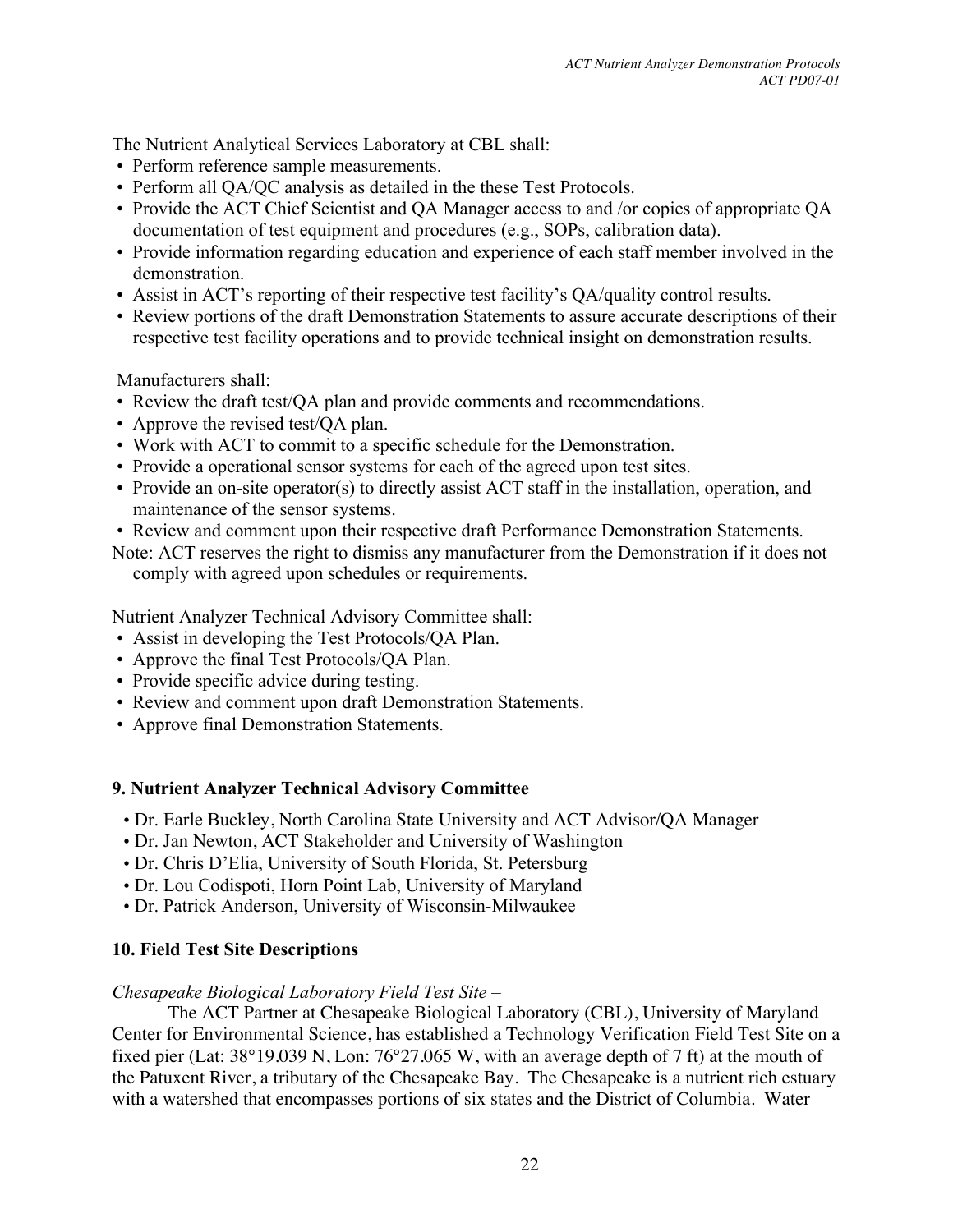The Nutrient Analytical Services Laboratory at CBL shall:

- Perform reference sample measurements.
- Perform all QA/QC analysis as detailed in the these Test Protocols.
- Provide the ACT Chief Scientist and QA Manager access to and /or copies of appropriate QA documentation of test equipment and procedures (e.g., SOPs, calibration data).
- Provide information regarding education and experience of each staff member involved in the demonstration.
- Assist in ACT's reporting of their respective test facility's QA/quality control results.
- Review portions of the draft Demonstration Statements to assure accurate descriptions of their respective test facility operations and to provide technical insight on demonstration results.

Manufacturers shall:

- Review the draft test/QA plan and provide comments and recommendations.
- Approve the revised test/QA plan.
- Work with ACT to commit to a specific schedule for the Demonstration.
- Provide a operational sensor systems for each of the agreed upon test sites.
- Provide an on-site operator(s) to directly assist ACT staff in the installation, operation, and maintenance of the sensor systems.
- Review and comment upon their respective draft Performance Demonstration Statements.

Note: ACT reserves the right to dismiss any manufacturer from the Demonstration if it does not comply with agreed upon schedules or requirements.

Nutrient Analyzer Technical Advisory Committee shall:

- Assist in developing the Test Protocols/QA Plan.
- Approve the final Test Protocols/QA Plan.
- Provide specific advice during testing.
- Review and comment upon draft Demonstration Statements.
- Approve final Demonstration Statements.

## 9. Nutrient Analyzer Technical Advisory Committee

- Dr. Earle Buckley, North Carolina State University and ACT Advisor/QA Manager
- Dr. Jan Newton, ACT Stakeholder and University of Washington
- Dr. Chris D'Elia, University of South Florida, St. Petersburg
- Dr. Lou Codispoti, Horn Point Lab, University of Maryland
- Dr. Patrick Anderson, University of Wisconsin-Milwaukee

## 10. Field Test Site Descriptions

*Chesapeake Biological Laboratory Field Test Site –*

The ACT Partner at Chesapeake Biological Laboratory (CBL), University of Maryland Center for Environmental Science, has established a Technology Verification Field Test Site on a fixed pier (Lat: 38°19.039 N, Lon: 76°27.065 W, with an average depth of 7 ft) at the mouth of the Patuxent River, a tributary of the Chesapeake Bay. The Chesapeake is a nutrient rich estuary with a watershed that encompasses portions of six states and the District of Columbia. Water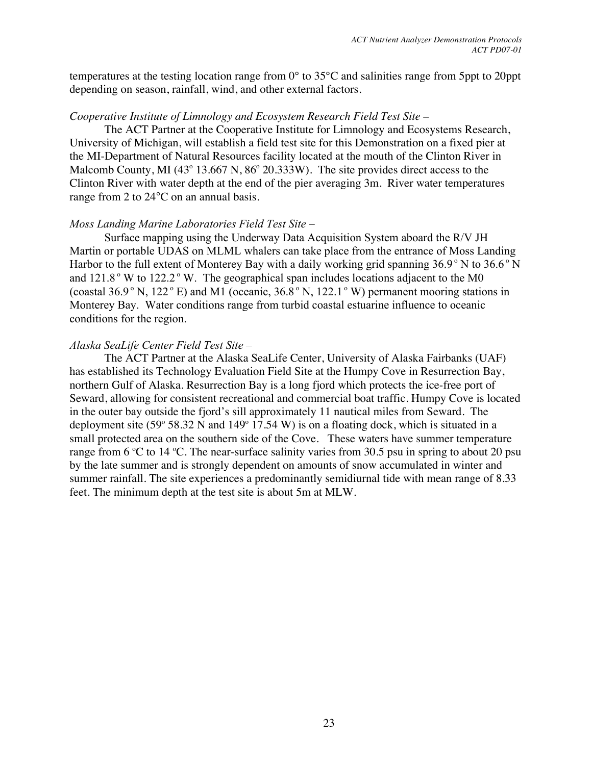temperatures at the testing location range from 0° to 35°C and salinities range from 5ppt to 20ppt depending on season, rainfall, wind, and other external factors.

*Cooperative Institute of Limnology and Ecosystem Research Field Test Site –*

The ACT Partner at the Cooperative Institute for Limnology and Ecosystems Research, University of Michigan, will establish a field test site for this Demonstration on a fixed pier at the MI-Department of Natural Resources facility located at the mouth of the Clinton River in Malcomb County, MI (43º 13.667 N, 86º 20.333W). The site provides direct access to the Clinton River with water depth at the end of the pier averaging 3m. River water temperatures range from 2 to 24°C on an annual basis.

*Moss Landing Marine Laboratories Field Test Site –*

Surface mapping using the Underway Data Acquisition System aboard the R/V JH Martin or portable UDAS on MLML whalers can take place from the entrance of Moss Landing Harbor to the full extent of Monterey Bay with a daily working grid spanning 36.9º N to 36.6º N and 121.8º W to 122.2º W. The geographical span includes locations adjacent to the M0 (coastal 36.9º N, 122º E) and M1 (oceanic, 36.8º N, 122.1º W) permanent mooring stations in Monterey Bay. Water conditions range from turbid coastal estuarine influence to oceanic conditions for the region.

*Alaska SeaLife Center Field Test Site –*

The ACT Partner at the Alaska SeaLife Center, University of Alaska Fairbanks (UAF) has established its Technology Evaluation Field Site at the Humpy Cove in Resurrection Bay, northern Gulf of Alaska. Resurrection Bay is a long fjord which protects the ice-free port of Seward, allowing for consistent recreational and commercial boat traffic. Humpy Cove is located in the outer bay outside the fjord's sill approximately 11 nautical miles from Seward. The deployment site (59º 58.32 N and 149º 17.54 W) is on a floating dock, which is situated in a small protected area on the southern side of the Cove. These waters have summer temperature range from 6 ºC to 14 ºC. The near-surface salinity varies from 30.5 psu in spring to about 20 psu by the late summer and is strongly dependent on amounts of snow accumulated in winter and summer rainfall. The site experiences a predominantly semidiurnal tide with mean range of 8.33 feet. The minimum depth at the test site is about 5m at MLW.